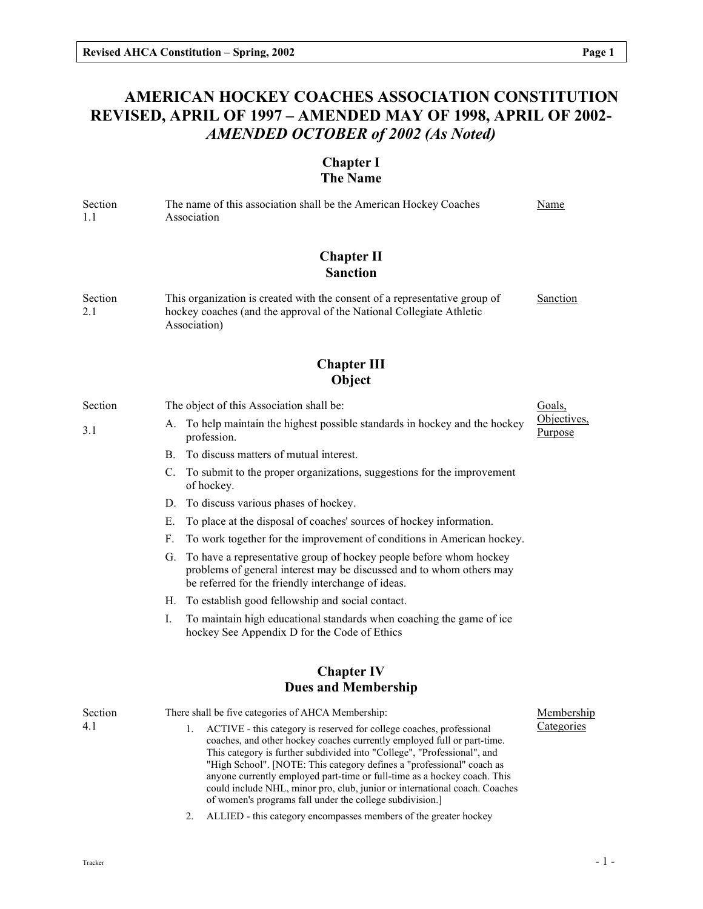# AMERICAN HOCKEY COACHES ASSOCIATION CONSTITUTION REVISED, APRIL OF 1997 – AMENDED MAY OF 1998, APRIL OF 2002- *AMENDED OCTOBER of 2002 (As Noted)*

## Chapter I
## The Name

| Section | Text | Topic |
|---|---|---|
| Section 1.1 | The name of this association shall be the American Hockey Coaches Association | Name |

## Chapter II
## Sanction

| Section | Text | Topic |
|---|---|---|
| Section 2.1 | This organization is created with the consent of a representative group of hockey coaches (and the approval of the National Collegiate Athletic Association) | Sanction |

## Chapter III
## Object

**Section 3.1** — Goals, Objectives, Purpose

The object of this Association shall be:

A. To help maintain the highest possible standards in hockey and the hockey profession.

B. To discuss matters of mutual interest.

C. To submit to the proper organizations, suggestions for the improvement of hockey.

D. To discuss various phases of hockey.

E. To place at the disposal of coaches' sources of hockey information.

F. To work together for the improvement of conditions in American hockey.

G. To have a representative group of hockey people before whom hockey problems of general interest may be discussed and to whom others may be referred for the friendly interchange of ideas.

H. To establish good fellowship and social contact.

I. To maintain high educational standards when coaching the game of ice hockey See Appendix D for the Code of Ethics

## Chapter IV
## Dues and Membership

**Section 4.1** — Membership Categories

There shall be five categories of AHCA Membership:

1. ACTIVE - this category is reserved for college coaches, professional coaches, and other hockey coaches currently employed full or part-time. This category is further subdivided into "College", "Professional", and "High School". [NOTE: This category defines a "professional" coach as anyone currently employed part-time or full-time as a hockey coach. This could include NHL, minor pro, club, junior or international coach. Coaches of women's programs fall under the college subdivision.]
2. ALLIED - this category encompasses members of the greater hockey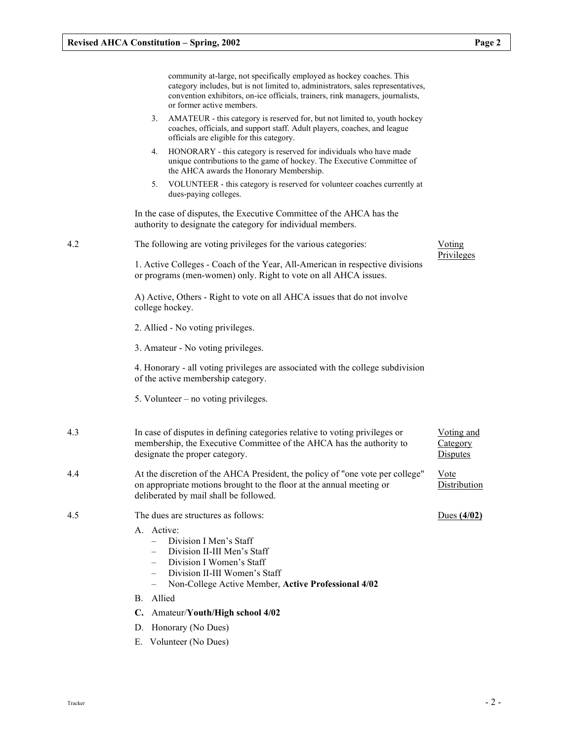community at-large, not specifically employed as hockey coaches. This category includes, but is not limited to, administrators, sales representatives, convention exhibitors, on-ice officials, trainers, rink managers, journalists, or former active members.

3. AMATEUR - this category is reserved for, but not limited to, youth hockey coaches, officials, and support staff. Adult players, coaches, and league officials are eligible for this category.
4. HONORARY - this category is reserved for individuals who have made unique contributions to the game of hockey. The Executive Committee of the AHCA awards the Honorary Membership.
5. VOLUNTEER - this category is reserved for volunteer coaches currently at dues-paying colleges.

In the case of disputes, the Executive Committee of the AHCA has the authority to designate the category for individual members.

**4.2** — Voting Privileges

The following are voting privileges for the various categories:

1. Active Colleges - Coach of the Year, All-American in respective divisions or programs (men-women) only. Right to vote on all AHCA issues.

A) Active, Others - Right to vote on all AHCA issues that do not involve college hockey.

2. Allied - No voting privileges.

3. Amateur - No voting privileges.

4. Honorary - all voting privileges are associated with the college subdivision of the active membership category.

5. Volunteer – no voting privileges.

**4.3** — Voting and Category Disputes

In case of disputes in defining categories relative to voting privileges or membership, the Executive Committee of the AHCA has the authority to designate the proper category.

**4.4** — Vote Distribution

At the discretion of the AHCA President, the policy of "one vote per college" on appropriate motions brought to the floor at the annual meeting or deliberated by mail shall be followed.

**4.5** — Dues **(4/02)**

The dues are structures as follows:

A. Active:
   - Division I Men's Staff
   - Division II-III Men's Staff
   - Division I Women's Staff
   - Division II-III Women's Staff
   - Non-College Active Member, **Active Professional 4/02**

B. Allied

**C.** Amateur/**Youth/High school 4/02**

D. Honorary (No Dues)

E. Volunteer (No Dues)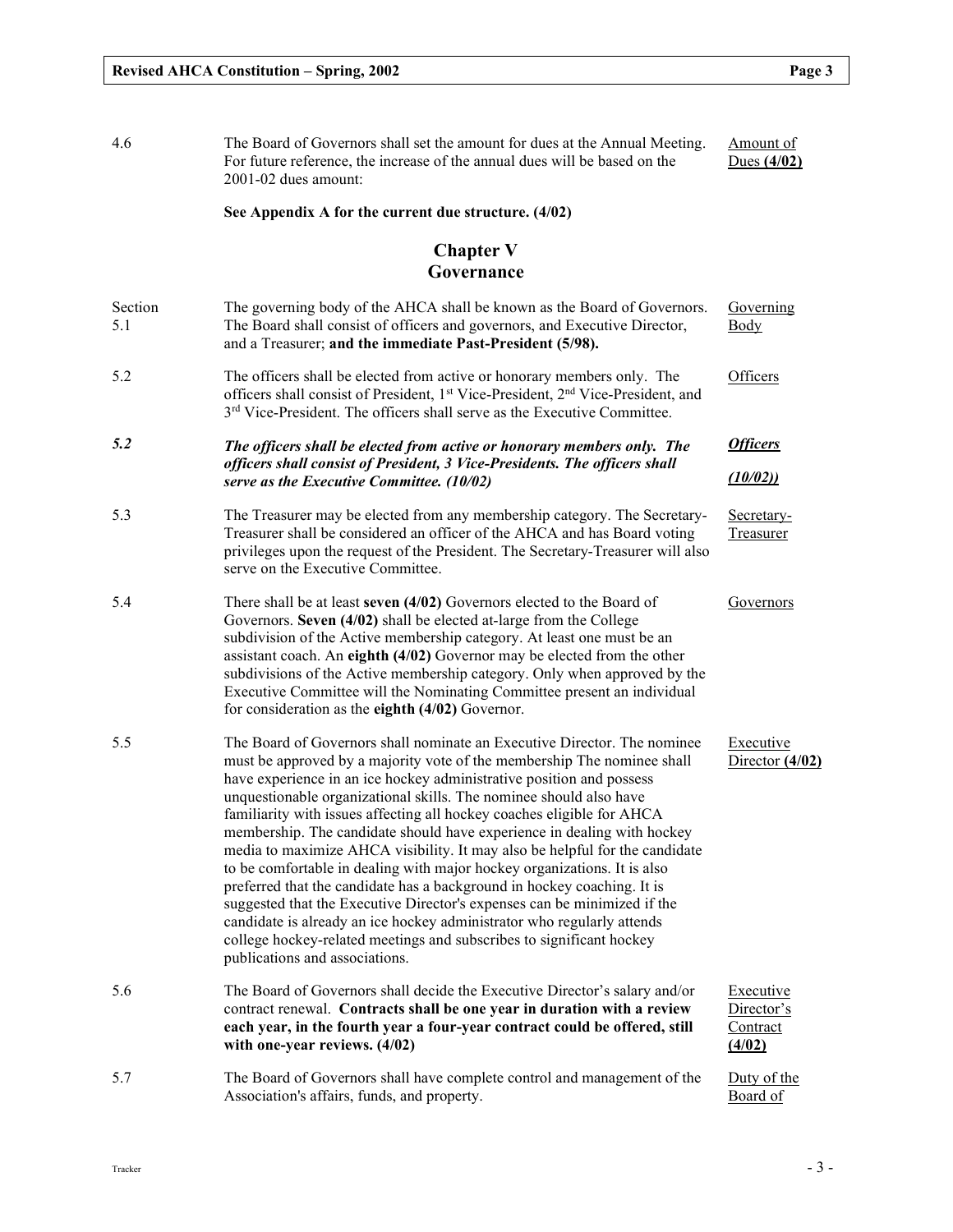4.6 The Board of Governors shall set the amount for dues at the Annual Meeting. For future reference, the increase of the annual dues will be based on the 2001-02 dues amount: — Amount of Dues **(4/02)**

**See Appendix A for the current due structure. (4/02)**

## Chapter V
## Governance

Section 5.1 The governing body of the AHCA shall be known as the Board of Governors. The Board shall consist of officers and governors, and Executive Director, and a Treasurer; **and the immediate Past-President (5/98).** — Governing Body

5.2 The officers shall be elected from active or honorary members only. The officers shall consist of President, 1st Vice-President, 2nd Vice-President, and 3rd Vice-President. The officers shall serve as the Executive Committee. — Officers

***5.2*** ***The officers shall be elected from active or honorary members only. The officers shall consist of President, 3 Vice-Presidents. The officers shall serve as the Executive Committee. (10/02)*** — ***Officers (10/02))***

5.3 The Treasurer may be elected from any membership category. The Secretary-Treasurer shall be considered an officer of the AHCA and has Board voting privileges upon the request of the President. The Secretary-Treasurer will also serve on the Executive Committee. — Secretary-Treasurer

5.4 There shall be at least **seven (4/02)** Governors elected to the Board of Governors. **Seven (4/02)** shall be elected at-large from the College subdivision of the Active membership category. At least one must be an assistant coach. An **eighth (4/02)** Governor may be elected from the other subdivisions of the Active membership category. Only when approved by the Executive Committee will the Nominating Committee present an individual for consideration as the **eighth (4/02)** Governor. — Governors

5.5 The Board of Governors shall nominate an Executive Director. The nominee must be approved by a majority vote of the membership The nominee shall have experience in an ice hockey administrative position and possess unquestionable organizational skills. The nominee should also have familiarity with issues affecting all hockey coaches eligible for AHCA membership. The candidate should have experience in dealing with hockey media to maximize AHCA visibility. It may also be helpful for the candidate to be comfortable in dealing with major hockey organizations. It is also preferred that the candidate has a background in hockey coaching. It is suggested that the Executive Director's expenses can be minimized if the candidate is already an ice hockey administrator who regularly attends college hockey-related meetings and subscribes to significant hockey publications and associations. — Executive Director **(4/02)**

5.6 The Board of Governors shall decide the Executive Director's salary and/or contract renewal. **Contracts shall be one year in duration with a review each year, in the fourth year a four-year contract could be offered, still with one-year reviews. (4/02)** — Executive Director's Contract **(4/02)**

5.7 The Board of Governors shall have complete control and management of the Association's affairs, funds, and property. — Duty of the Board of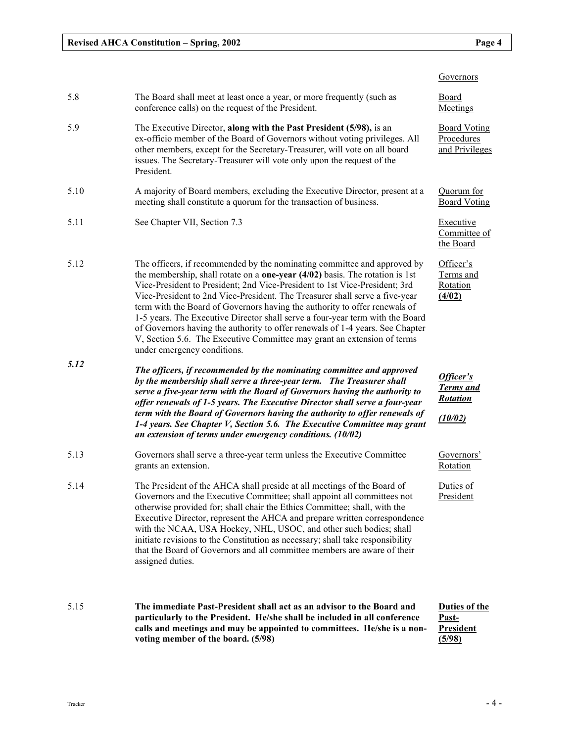| | | |
|---|---|---|
| | | Governors |
| 5.8 | The Board shall meet at least once a year, or more frequently (such as conference calls) on the request of the President. | Board Meetings |
| 5.9 | The Executive Director, **along with the Past President (5/98),** is an ex-officio member of the Board of Governors without voting privileges. All other members, except for the Secretary-Treasurer, will vote on all board issues. The Secretary-Treasurer will vote only upon the request of the President. | Board Voting Procedures and Privileges |
| 5.10 | A majority of Board members, excluding the Executive Director, present at a meeting shall constitute a quorum for the transaction of business. | Quorum for Board Voting |
| 5.11 | See Chapter VII, Section 7.3 | Executive Committee of the Board |
| 5.12 | The officers, if recommended by the nominating committee and approved by the membership, shall rotate on a **one-year (4/02)** basis. The rotation is 1st Vice-President to President; 2nd Vice-President to 1st Vice-President; 3rd Vice-President to 2nd Vice-President. The Treasurer shall serve a five-year term with the Board of Governors having the authority to offer renewals of 1-5 years. The Executive Director shall serve a four-year term with the Board of Governors having the authority to offer renewals of 1-4 years. See Chapter V, Section 5.6. The Executive Committee may grant an extension of terms under emergency conditions. | Officer's Terms and Rotation **(4/02)** |
| ***5.12*** | ***The officers, if recommended by the nominating committee and approved by the membership shall serve a three-year term. The Treasurer shall serve a five-year term with the Board of Governors having the authority to offer renewals of 1-5 years. The Executive Director shall serve a four-year term with the Board of Governors having the authority to offer renewals of 1-4 years. See Chapter V, Section 5.6. The Executive Committee may grant an extension of terms under emergency conditions. (10/02)*** | ***Officer's Terms and Rotation (10/02)*** |
| 5.13 | Governors shall serve a three-year term unless the Executive Committee grants an extension. | Governors' Rotation |
| 5.14 | The President of the AHCA shall preside at all meetings of the Board of Governors and the Executive Committee; shall appoint all committees not otherwise provided for; shall chair the Ethics Committee; shall, with the Executive Director, represent the AHCA and prepare written correspondence with the NCAA, USA Hockey, NHL, USOC, and other such bodies; shall initiate revisions to the Constitution as necessary; shall take responsibility that the Board of Governors and all committee members are aware of their assigned duties. | Duties of President |
| 5.15 | **The immediate Past-President shall act as an advisor to the Board and particularly to the President. He/she shall be included in all conference calls and meetings and may be appointed to committees. He/she is a non-voting member of the board. (5/98)** | **Duties of the Past-President (5/98)** |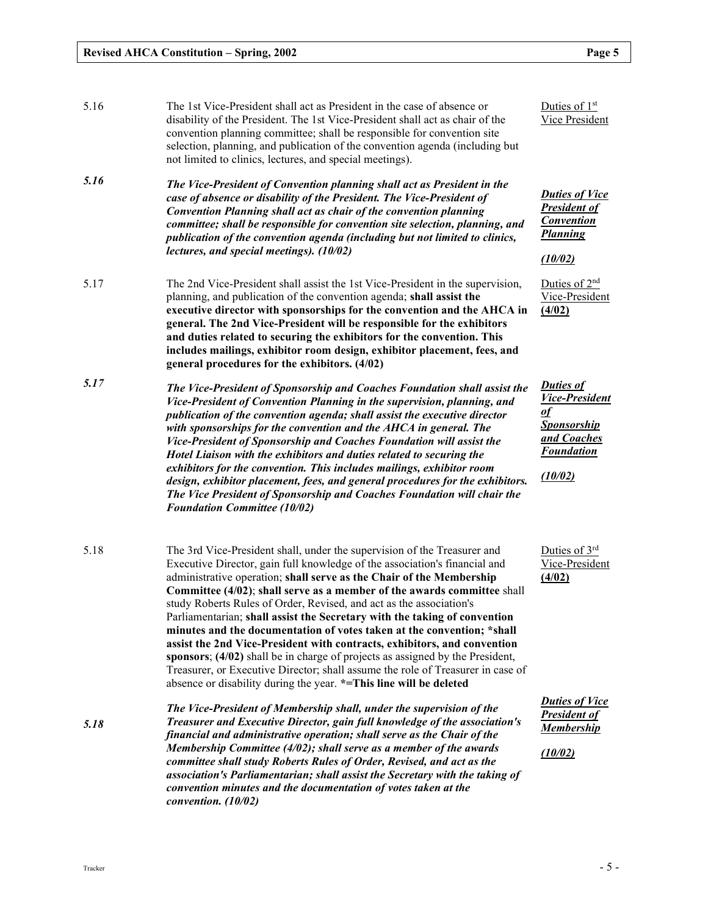| | | |
|---|---|---|
| 5.16 | The 1st Vice-President shall act as President in the case of absence or disability of the President. The 1st Vice-President shall act as chair of the convention planning committee; shall be responsible for convention site selection, planning, and publication of the convention agenda (including but not limited to clinics, lectures, and special meetings). | Duties of 1st Vice President |
| ***5.16*** | ***The Vice-President of Convention planning shall act as President in the case of absence or disability of the President. The Vice-President of Convention Planning shall act as chair of the convention planning committee; shall be responsible for convention site selection, planning, and publication of the convention agenda (including but not limited to clinics, lectures, and special meetings). (10/02)*** | ***Duties of Vice President of Convention Planning*** ***(10/02)*** |
| 5.17 | The 2nd Vice-President shall assist the 1st Vice-President in the supervision, planning, and publication of the convention agenda; **shall assist the executive director with sponsorships for the convention and the AHCA in general. The 2nd Vice-President will be responsible for the exhibitors and duties related to securing the exhibitors for the convention. This includes mailings, exhibitor room design, exhibitor placement, fees, and general procedures for the exhibitors. (4/02)** | Duties of 2nd Vice-President **(4/02)** |
| ***5.17*** | ***The Vice-President of Sponsorship and Coaches Foundation shall assist the Vice-President of Convention Planning in the supervision, planning, and publication of the convention agenda; shall assist the executive director with sponsorships for the convention and the AHCA in general. The Vice-President of Sponsorship and Coaches Foundation will assist the Hotel Liaison with the exhibitors and duties related to securing the exhibitors for the convention. This includes mailings, exhibitor room design, exhibitor placement, fees, and general procedures for the exhibitors. The Vice President of Sponsorship and Coaches Foundation will chair the Foundation Committee (10/02)*** | ***Duties of Vice-President of Sponsorship and Coaches Foundation*** ***(10/02)*** |
| 5.18 | The 3rd Vice-President shall, under the supervision of the Treasurer and Executive Director, gain full knowledge of the association's financial and administrative operation; **shall serve as the Chair of the Membership Committee (4/02)**; **shall serve as a member of the awards committee** shall study Roberts Rules of Order, Revised, and act as the association's Parliamentarian; **shall assist the Secretary with the taking of convention minutes and the documentation of votes taken at the convention; *shall assist the 2nd Vice-President with contracts, exhibitors, and convention sponsors**; **(4/02)** shall be in charge of projects as assigned by the President, Treasurer, or Executive Director; shall assume the role of Treasurer in case of absence or disability during the year. ***=This line will be deleted** | Duties of 3rd Vice-President **(4/02)** |
| ***5.18*** | ***The Vice-President of Membership shall, under the supervision of the Treasurer and Executive Director, gain full knowledge of the association's financial and administrative operation; shall serve as the Chair of the Membership Committee (4/02); shall serve as a member of the awards committee shall study Roberts Rules of Order, Revised, and act as the association's Parliamentarian; shall assist the Secretary with the taking of convention minutes and the documentation of votes taken at the convention. (10/02)*** | ***Duties of Vice President of Membership*** ***(10/02)*** |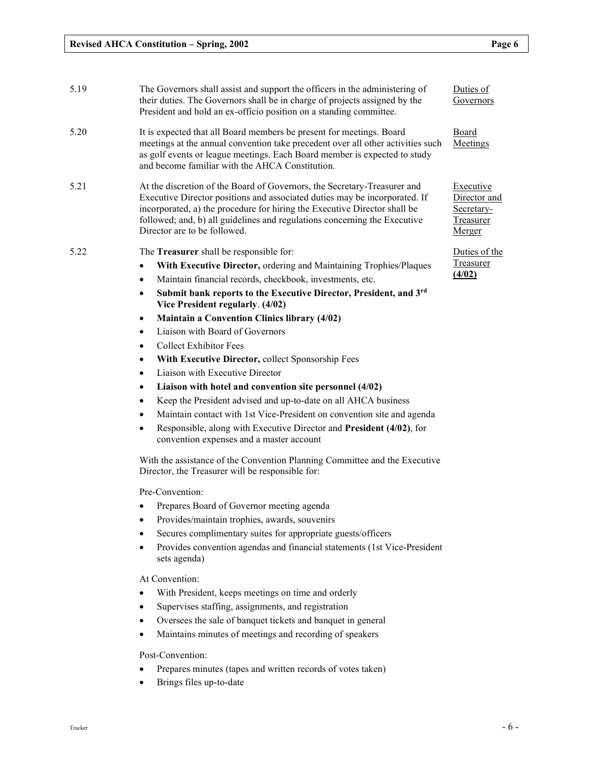**5.19** The Governors shall assist and support the officers in the administering of their duties. The Governors shall be in charge of projects assigned by the President and hold an ex-officio position on a standing committee. — Duties of Governors

**5.20** It is expected that all Board members be present for meetings. Board meetings at the annual convention take precedent over all other activities such as golf events or league meetings. Each Board member is expected to study and become familiar with the AHCA Constitution. — Board Meetings

**5.21** At the discretion of the Board of Governors, the Secretary-Treasurer and Executive Director positions and associated duties may be incorporated. If incorporated, a) the procedure for hiring the Executive Director shall be followed; and, b) all guidelines and regulations concerning the Executive Director are to be followed. — Executive Director and Secretary-Treasurer Merger

**5.22** The **Treasurer** shall be responsible for: — Duties of the Treasurer **(4/02)**

- **With Executive Director,** ordering and Maintaining Trophies/Plaques
- Maintain financial records, checkbook, investments, etc.
- **Submit bank reports to the Executive Director, President, and 3rd Vice President regularly**. **(4/02)**
- **Maintain a Convention Clinics library (4/02)**
- Liaison with Board of Governors
- Collect Exhibitor Fees
- **With Executive Director,** collect Sponsorship Fees
- Liaison with Executive Director
- **Liaison with hotel and convention site personnel (4/02)**
- Keep the President advised and up-to-date on all AHCA business
- Maintain contact with 1st Vice-President on convention site and agenda
- Responsible, along with Executive Director and **President (4/02)**, for convention expenses and a master account

With the assistance of the Convention Planning Committee and the Executive Director, the Treasurer will be responsible for:

Pre-Convention:

- Prepares Board of Governor meeting agenda
- Provides/maintain trophies, awards, souvenirs
- Secures complimentary suites for appropriate guests/officers
- Provides convention agendas and financial statements (1st Vice-President sets agenda)

At Convention:

- With President, keeps meetings on time and orderly
- Supervises staffing, assignments, and registration
- Oversees the sale of banquet tickets and banquet in general
- Maintains minutes of meetings and recording of speakers

Post-Convention:

- Prepares minutes (tapes and written records of votes taken)
- Brings files up-to-date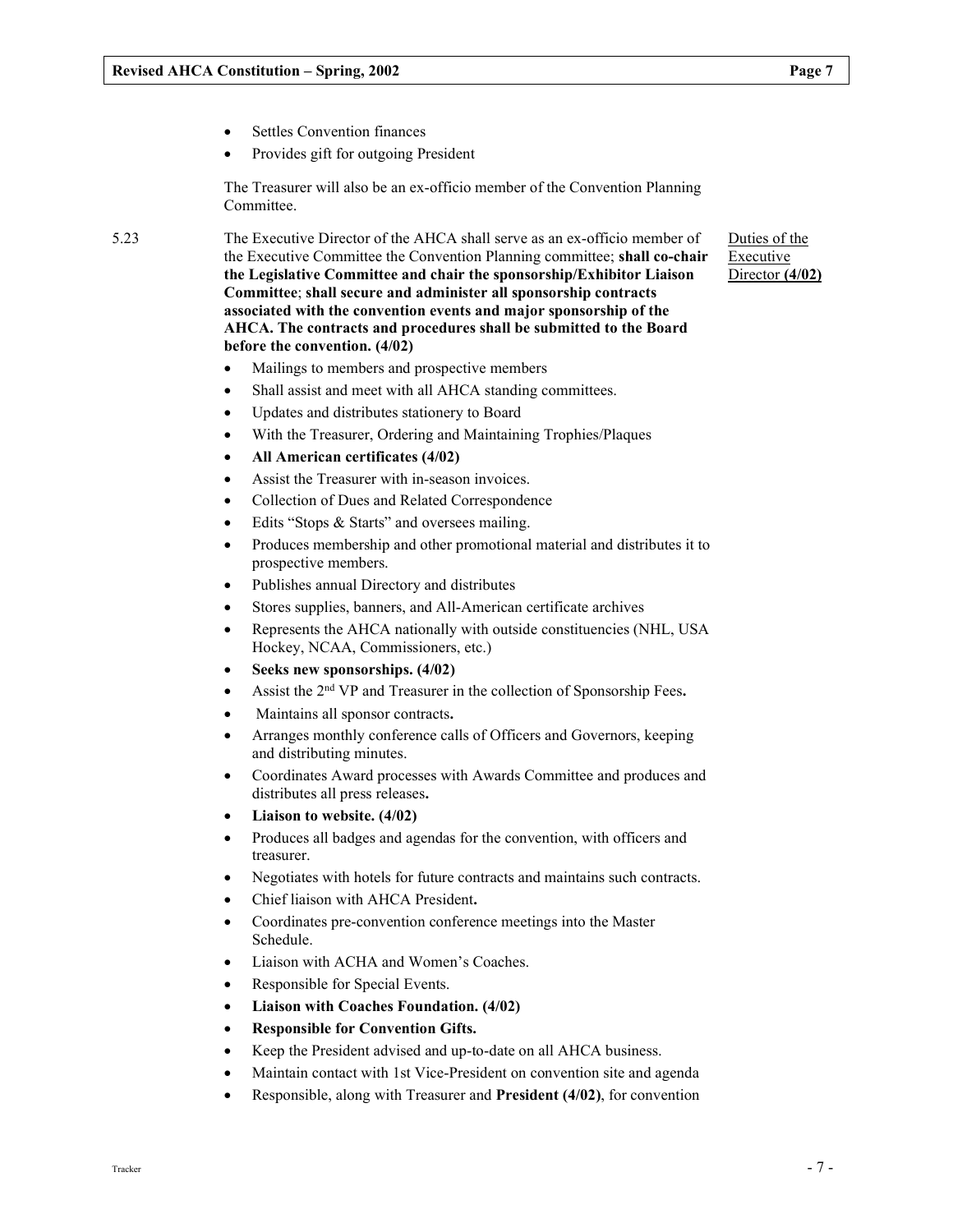- Settles Convention finances
- Provides gift for outgoing President

The Treasurer will also be an ex-officio member of the Convention Planning Committee.

5.23 The Executive Director of the AHCA shall serve as an ex-officio member of the Executive Committee the Convention Planning committee; **shall co-chair the Legislative Committee and chair the sponsorship/Exhibitor Liaison Committee**; **shall secure and administer all sponsorship contracts associated with the convention events and major sponsorship of the AHCA. The contracts and procedures shall be submitted to the Board before the convention. (4/02)**

Duties of the Executive Director **(4/02)**

- Mailings to members and prospective members
- Shall assist and meet with all AHCA standing committees.
- Updates and distributes stationery to Board
- With the Treasurer, Ordering and Maintaining Trophies/Plaques
- **All American certificates (4/02)**
- Assist the Treasurer with in-season invoices.
- Collection of Dues and Related Correspondence
- Edits "Stops & Starts" and oversees mailing.
- Produces membership and other promotional material and distributes it to prospective members.
- Publishes annual Directory and distributes
- Stores supplies, banners, and All-American certificate archives
- Represents the AHCA nationally with outside constituencies (NHL, USA Hockey, NCAA, Commissioners, etc.)
- **Seeks new sponsorships. (4/02)**
- Assist the 2nd VP and Treasurer in the collection of Sponsorship Fees.
- Maintains all sponsor contracts.
- Arranges monthly conference calls of Officers and Governors, keeping and distributing minutes.
- Coordinates Award processes with Awards Committee and produces and distributes all press releases.
- **Liaison to website. (4/02)**
- Produces all badges and agendas for the convention, with officers and treasurer.
- Negotiates with hotels for future contracts and maintains such contracts.
- Chief liaison with AHCA President.
- Coordinates pre-convention conference meetings into the Master Schedule.
- Liaison with ACHA and Women's Coaches.
- Responsible for Special Events.
- **Liaison with Coaches Foundation. (4/02)**
- **Responsible for Convention Gifts.**
- Keep the President advised and up-to-date on all AHCA business.
- Maintain contact with 1st Vice-President on convention site and agenda
- Responsible, along with Treasurer and **President (4/02)**, for convention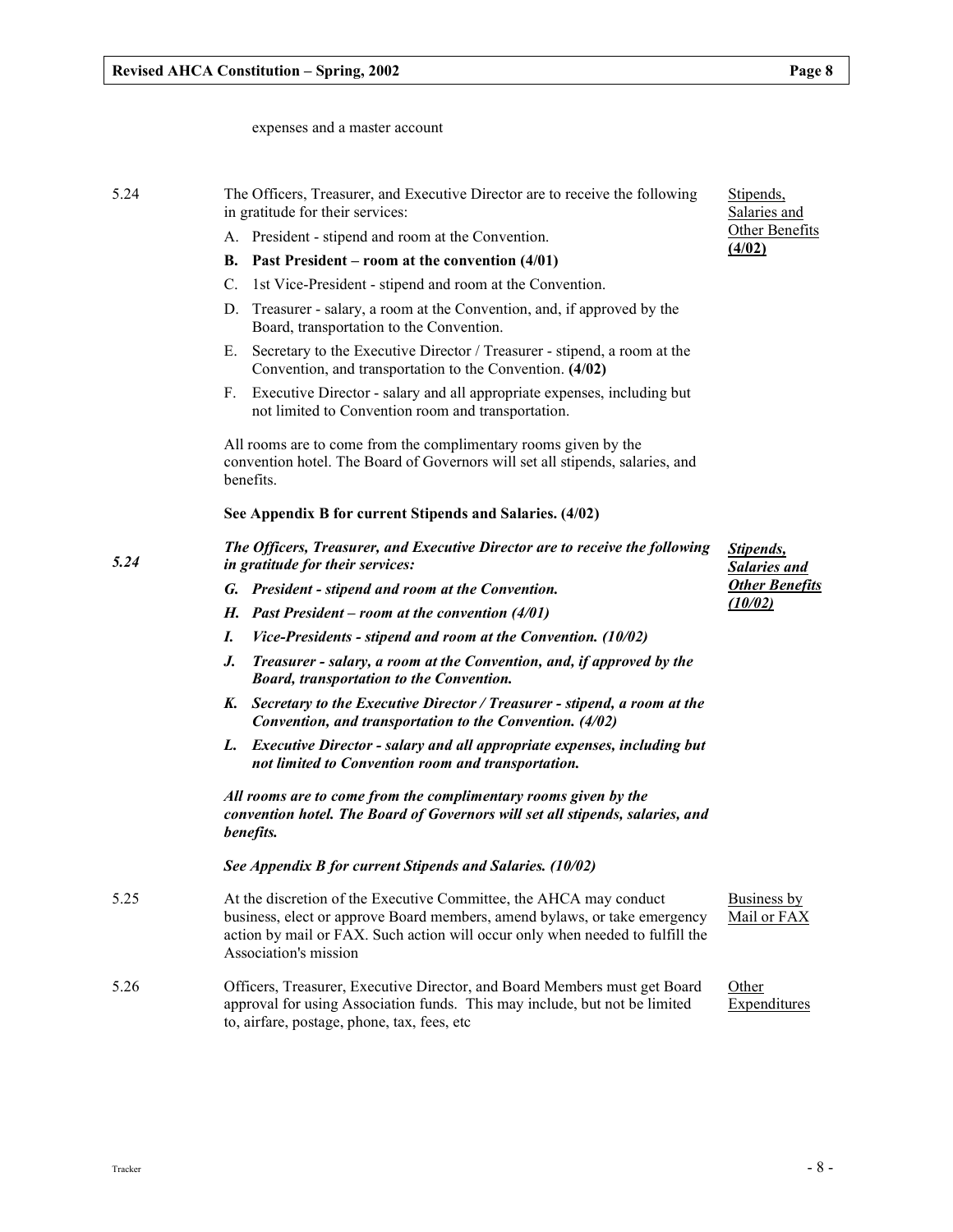expenses and a master account

5.24 The Officers, Treasurer, and Executive Director are to receive the following in gratitude for their services: <u>Stipends, Salaries and Other Benefits **(4/02)**</u>

A. President - stipend and room at the Convention.

**B. Past President – room at the convention (4/01)**

C. 1st Vice-President - stipend and room at the Convention.

D. Treasurer - salary, a room at the Convention, and, if approved by the Board, transportation to the Convention.

E. Secretary to the Executive Director / Treasurer - stipend, a room at the Convention, and transportation to the Convention. **(4/02)**

F. Executive Director - salary and all appropriate expenses, including but not limited to Convention room and transportation.

All rooms are to come from the complimentary rooms given by the convention hotel. The Board of Governors will set all stipends, salaries, and benefits.

**See Appendix B for current Stipends and Salaries. (4/02)**

***5.24*** ***The Officers, Treasurer, and Executive Director are to receive the following in gratitude for their services:*** ***<u>Stipends, Salaries and Other Benefits (10/02)</u>***

***G. President - stipend and room at the Convention.***

***H. Past President – room at the convention (4/01)***

***I. Vice-Presidents - stipend and room at the Convention. (10/02)***

***J. Treasurer - salary, a room at the Convention, and, if approved by the Board, transportation to the Convention.***

***K. Secretary to the Executive Director / Treasurer - stipend, a room at the Convention, and transportation to the Convention. (4/02)***

***L. Executive Director - salary and all appropriate expenses, including but not limited to Convention room and transportation.***

***All rooms are to come from the complimentary rooms given by the convention hotel. The Board of Governors will set all stipends, salaries, and benefits.***

***See Appendix B for current Stipends and Salaries. (10/02)***

5.25 At the discretion of the Executive Committee, the AHCA may conduct business, elect or approve Board members, amend bylaws, or take emergency action by mail or FAX. Such action will occur only when needed to fulfill the Association's mission <u>Business by Mail or FAX</u>

5.26 Officers, Treasurer, Executive Director, and Board Members must get Board approval for using Association funds. This may include, but not be limited to, airfare, postage, phone, tax, fees, etc <u>Other Expenditures</u>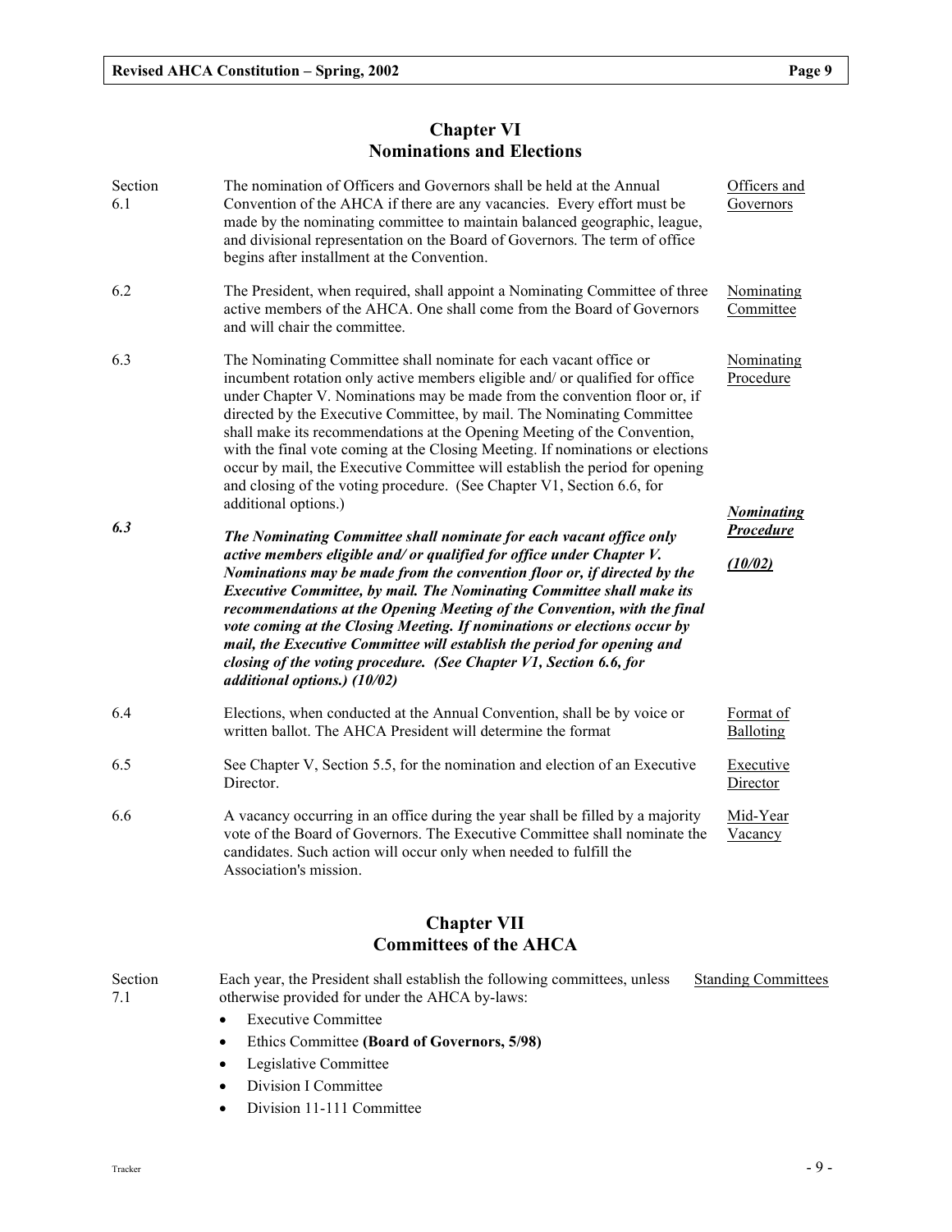## Chapter VI
## Nominations and Elections

Section 6.1 — <u>Officers and Governors</u>

The nomination of Officers and Governors shall be held at the Annual Convention of the AHCA if there are any vacancies. Every effort must be made by the nominating committee to maintain balanced geographic, league, and divisional representation on the Board of Governors. The term of office begins after installment at the Convention.

6.2 — <u>Nominating Committee</u>

The President, when required, shall appoint a Nominating Committee of three active members of the AHCA. One shall come from the Board of Governors and will chair the committee.

6.3 — <u>Nominating Procedure</u>

The Nominating Committee shall nominate for each vacant office or incumbent rotation only active members eligible and/ or qualified for office under Chapter V. Nominations may be made from the convention floor or, if directed by the Executive Committee, by mail. The Nominating Committee shall make its recommendations at the Opening Meeting of the Convention, with the final vote coming at the Closing Meeting. If nominations or elections occur by mail, the Executive Committee will establish the period for opening and closing of the voting procedure. (See Chapter V1, Section 6.6, for additional options.)

***6.3*** — ***<u>Nominating Procedure</u>*** ***<u>(10/02)</u>***

***The Nominating Committee shall nominate for each vacant office only active members eligible and/ or qualified for office under Chapter V. Nominations may be made from the convention floor or, if directed by the Executive Committee, by mail. The Nominating Committee shall make its recommendations at the Opening Meeting of the Convention, with the final vote coming at the Closing Meeting. If nominations or elections occur by mail, the Executive Committee will establish the period for opening and closing of the voting procedure. (See Chapter V1, Section 6.6, for additional options.) (10/02)***

6.4 — <u>Format of Balloting</u>

Elections, when conducted at the Annual Convention, shall be by voice or written ballot. The AHCA President will determine the format

6.5 — <u>Executive Director</u>

See Chapter V, Section 5.5, for the nomination and election of an Executive Director.

6.6 — <u>Mid-Year Vacancy</u>

A vacancy occurring in an office during the year shall be filled by a majority vote of the Board of Governors. The Executive Committee shall nominate the candidates. Such action will occur only when needed to fulfill the Association's mission.

## Chapter VII
## Committees of the AHCA

Section 7.1 — <u>Standing Committees</u>

Each year, the President shall establish the following committees, unless otherwise provided for under the AHCA by-laws:

- Executive Committee
- Ethics Committee **(Board of Governors, 5/98)**
- Legislative Committee
- Division I Committee
- Division 11-111 Committee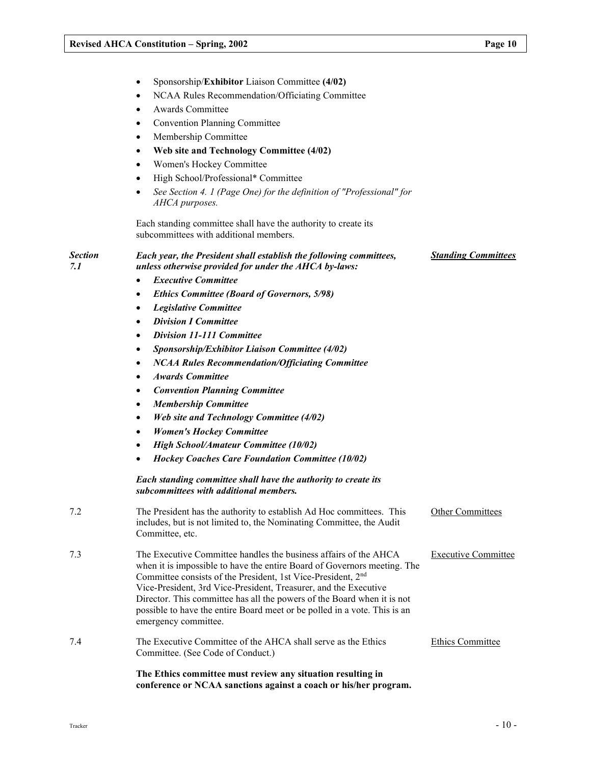- Sponsorship/**Exhibitor** Liaison Committee **(4/02)**
- NCAA Rules Recommendation/Officiating Committee
- Awards Committee
- Convention Planning Committee
- Membership Committee
- **Web site and Technology Committee (4/02)**
- Women's Hockey Committee
- High School/Professional* Committee
- *See Section 4. 1 (Page One) for the definition of "Professional" for AHCA purposes.*

Each standing committee shall have the authority to create its subcommittees with additional members.

***Section 7.1*** — ***Standing Committees***

***Each year, the President shall establish the following committees, unless otherwise provided for under the AHCA by-laws:***

- ***Executive Committee***
- ***Ethics Committee (Board of Governors, 5/98)***
- ***Legislative Committee***
- ***Division I Committee***
- ***Division 11-111 Committee***
- ***Sponsorship/Exhibitor Liaison Committee (4/02)***
- ***NCAA Rules Recommendation/Officiating Committee***
- ***Awards Committee***
- ***Convention Planning Committee***
- ***Membership Committee***
- ***Web site and Technology Committee (4/02)***
- ***Women's Hockey Committee***
- ***High School/Amateur Committee (10/02)***
- ***Hockey Coaches Care Foundation Committee (10/02)***

***Each standing committee shall have the authority to create its subcommittees with additional members.***

**7.2** — Other Committees

The President has the authority to establish Ad Hoc committees. This includes, but is not limited to, the Nominating Committee, the Audit Committee, etc.

**7.3** — Executive Committee

The Executive Committee handles the business affairs of the AHCA when it is impossible to have the entire Board of Governors meeting. The Committee consists of the President, 1st Vice-President, 2nd Vice-President, 3rd Vice-President, Treasurer, and the Executive Director. This committee has all the powers of the Board when it is not possible to have the entire Board meet or be polled in a vote. This is an emergency committee.

**7.4** — Ethics Committee

The Executive Committee of the AHCA shall serve as the Ethics Committee. (See Code of Conduct.)

**The Ethics committee must review any situation resulting in conference or NCAA sanctions against a coach or his/her program.**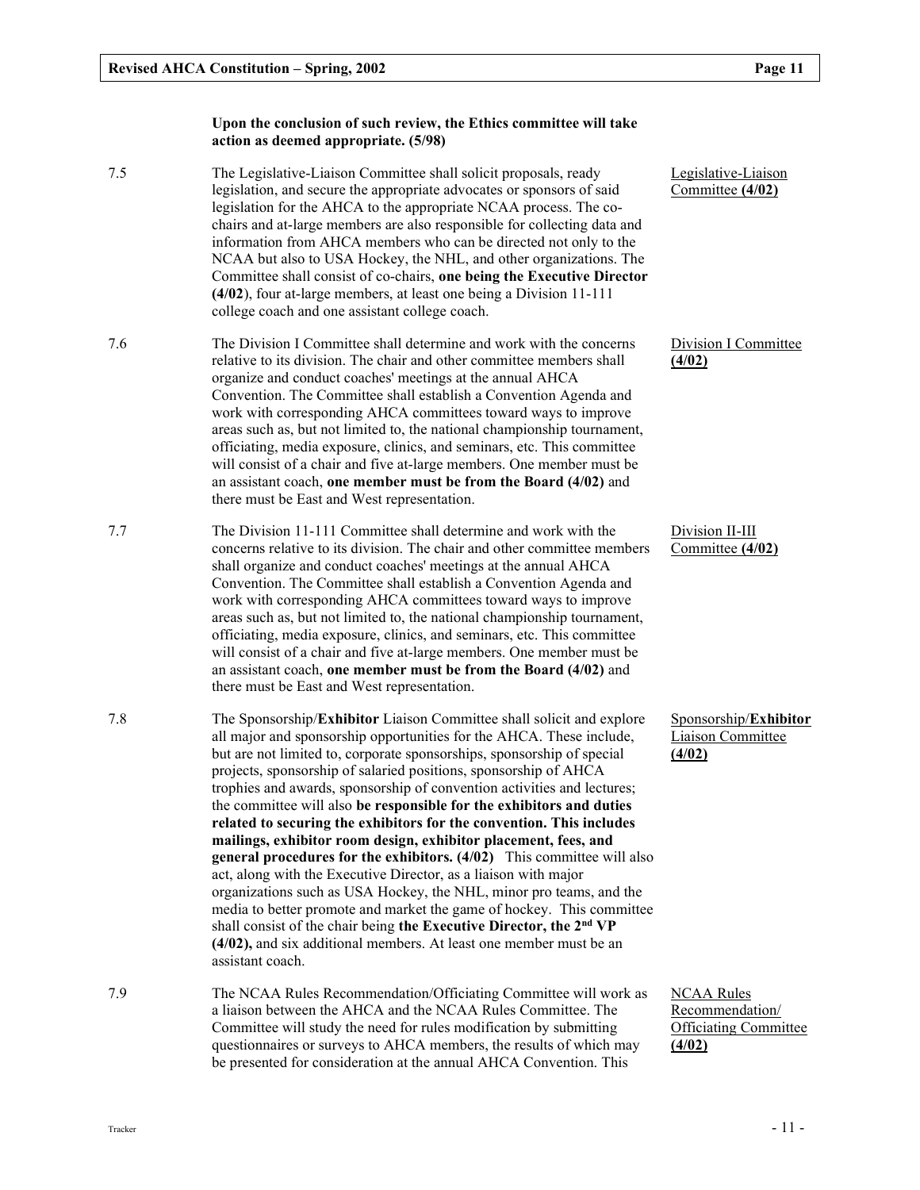**Upon the conclusion of such review, the Ethics committee will take action as deemed appropriate. (5/98)**

7.5 The Legislative-Liaison Committee shall solicit proposals, ready legislation, and secure the appropriate advocates or sponsors of said legislation for the AHCA to the appropriate NCAA process. The co-chairs and at-large members are also responsible for collecting data and information from AHCA members who can be directed not only to the NCAA but also to USA Hockey, the NHL, and other organizations. The Committee shall consist of co-chairs, **one being the Executive Director (4/02)**, four at-large members, at least one being a Division 11-111 college coach and one assistant college coach.

Legislative-Liaison Committee **(4/02)**

7.6 The Division I Committee shall determine and work with the concerns relative to its division. The chair and other committee members shall organize and conduct coaches' meetings at the annual AHCA Convention. The Committee shall establish a Convention Agenda and work with corresponding AHCA committees toward ways to improve areas such as, but not limited to, the national championship tournament, officiating, media exposure, clinics, and seminars, etc. This committee will consist of a chair and five at-large members. One member must be an assistant coach, **one member must be from the Board (4/02)** and there must be East and West representation.

Division I Committee **(4/02)**

7.7 The Division 11-111 Committee shall determine and work with the concerns relative to its division. The chair and other committee members shall organize and conduct coaches' meetings at the annual AHCA Convention. The Committee shall establish a Convention Agenda and work with corresponding AHCA committees toward ways to improve areas such as, but not limited to, the national championship tournament, officiating, media exposure, clinics, and seminars, etc. This committee will consist of a chair and five at-large members. One member must be an assistant coach, **one member must be from the Board (4/02)** and there must be East and West representation.

Division II-III Committee **(4/02)**

7.8 The Sponsorship/**Exhibitor** Liaison Committee shall solicit and explore all major and sponsorship opportunities for the AHCA. These include, but are not limited to, corporate sponsorships, sponsorship of special projects, sponsorship of salaried positions, sponsorship of AHCA trophies and awards, sponsorship of convention activities and lectures; the committee will also **be responsible for the exhibitors and duties related to securing the exhibitors for the convention. This includes mailings, exhibitor room design, exhibitor placement, fees, and general procedures for the exhibitors. (4/02)** This committee will also act, along with the Executive Director, as a liaison with major organizations such as USA Hockey, the NHL, minor pro teams, and the media to better promote and market the game of hockey. This committee shall consist of the chair being **the Executive Director, the 2nd VP (4/02),** and six additional members. At least one member must be an assistant coach.

Sponsorship/**Exhibitor** Liaison Committee **(4/02)**

7.9 The NCAA Rules Recommendation/Officiating Committee will work as a liaison between the AHCA and the NCAA Rules Committee. The Committee will study the need for rules modification by submitting questionnaires or surveys to AHCA members, the results of which may be presented for consideration at the annual AHCA Convention. This

NCAA Rules Recommendation/ Officiating Committee **(4/02)**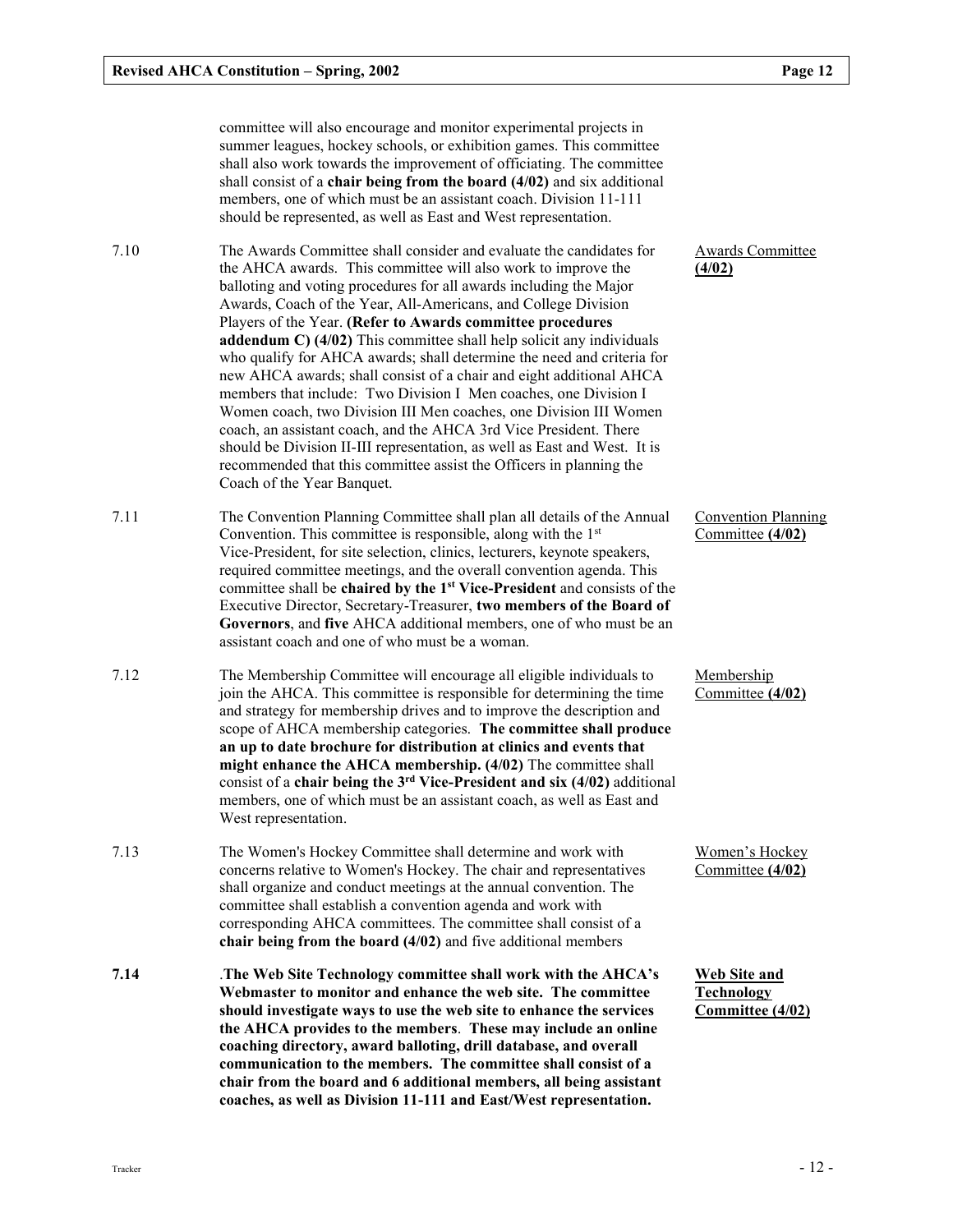committee will also encourage and monitor experimental projects in summer leagues, hockey schools, or exhibition games. This committee shall also work towards the improvement of officiating. The committee shall consist of a **chair being from the board (4/02)** and six additional members, one of which must be an assistant coach. Division 11-111 should be represented, as well as East and West representation.

7.10 The Awards Committee shall consider and evaluate the candidates for the AHCA awards. This committee will also work to improve the balloting and voting procedures for all awards including the Major Awards, Coach of the Year, All-Americans, and College Division Players of the Year. **(Refer to Awards committee procedures addendum C) (4/02)** This committee shall help solicit any individuals who qualify for AHCA awards; shall determine the need and criteria for new AHCA awards; shall consist of a chair and eight additional AHCA members that include: Two Division I Men coaches, one Division I Women coach, two Division III Men coaches, one Division III Women coach, an assistant coach, and the AHCA 3rd Vice President. There should be Division II-III representation, as well as East and West. It is recommended that this committee assist the Officers in planning the Coach of the Year Banquet.

Awards Committee **(4/02)**

7.11 The Convention Planning Committee shall plan all details of the Annual Convention. This committee is responsible, along with the 1st Vice-President, for site selection, clinics, lecturers, keynote speakers, required committee meetings, and the overall convention agenda. This committee shall be **chaired by the 1st Vice-President** and consists of the Executive Director, Secretary-Treasurer, **two members of the Board of Governors**, and **five** AHCA additional members, one of who must be an assistant coach and one of who must be a woman.

Convention Planning Committee **(4/02)**

7.12 The Membership Committee will encourage all eligible individuals to join the AHCA. This committee is responsible for determining the time and strategy for membership drives and to improve the description and scope of AHCA membership categories. **The committee shall produce an up to date brochure for distribution at clinics and events that might enhance the AHCA membership. (4/02)** The committee shall consist of a **chair being the 3rd Vice-President and six (4/02)** additional members, one of which must be an assistant coach, as well as East and West representation.

Membership Committee **(4/02)**

7.13 The Women's Hockey Committee shall determine and work with concerns relative to Women's Hockey. The chair and representatives shall organize and conduct meetings at the annual convention. The committee shall establish a convention agenda and work with corresponding AHCA committees. The committee shall consist of a **chair being from the board (4/02)** and five additional members

Women's Hockey Committee **(4/02)**

**7.14** .**The Web Site Technology committee shall work with the AHCA's Webmaster to monitor and enhance the web site. The committee should investigate ways to use the web site to enhance the services the AHCA provides to the members**. **These may include an online coaching directory, award balloting, drill database, and overall communication to the members. The committee shall consist of a chair from the board and 6 additional members, all being assistant coaches, as well as Division 11-111 and East/West representation.**

**Web Site and Technology Committee (4/02)**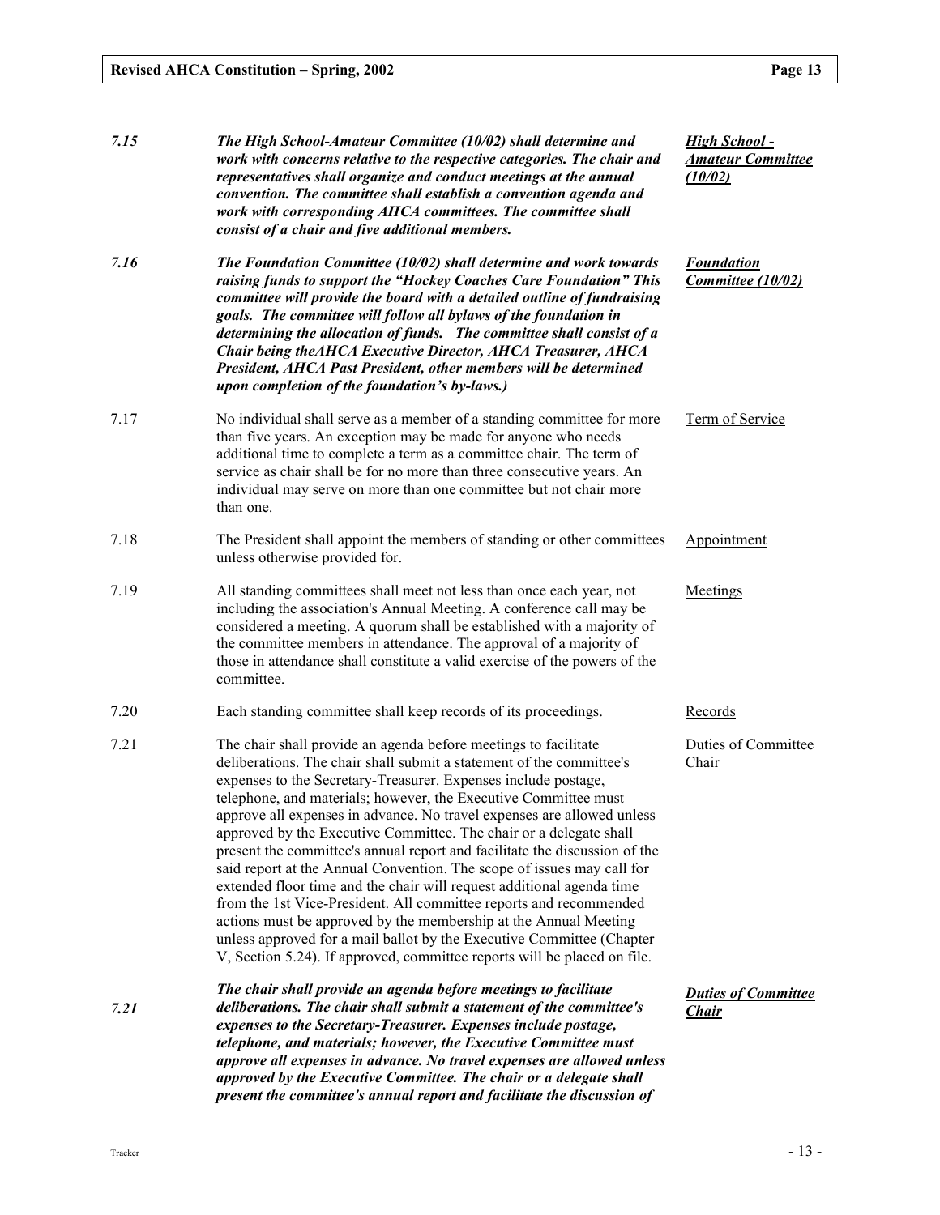| | | |
|---|---|---|
| ***7.15*** | ***The High School-Amateur Committee (10/02) shall determine and work with concerns relative to the respective categories. The chair and representatives shall organize and conduct meetings at the annual convention. The committee shall establish a convention agenda and work with corresponding AHCA committees. The committee shall consist of a chair and five additional members.*** | ***<u>High School - Amateur Committee (10/02)</u>*** |
| ***7.16*** | ***The Foundation Committee (10/02) shall determine and work towards raising funds to support the "Hockey Coaches Care Foundation" This committee will provide the board with a detailed outline of fundraising goals. The committee will follow all bylaws of the foundation in determining the allocation of funds. The committee shall consist of a Chair being theAHCA Executive Director, AHCA Treasurer, AHCA President, AHCA Past President, other members will be determined upon completion of the foundation's by-laws.)*** | ***<u>Foundation Committee (10/02)</u>*** |
| 7.17 | No individual shall serve as a member of a standing committee for more than five years. An exception may be made for anyone who needs additional time to complete a term as a committee chair. The term of service as chair shall be for no more than three consecutive years. An individual may serve on more than one committee but not chair more than one. | <u>Term of Service</u> |
| 7.18 | The President shall appoint the members of standing or other committees unless otherwise provided for. | <u>Appointment</u> |
| 7.19 | All standing committees shall meet not less than once each year, not including the association's Annual Meeting. A conference call may be considered a meeting. A quorum shall be established with a majority of the committee members in attendance. The approval of a majority of those in attendance shall constitute a valid exercise of the powers of the committee. | <u>Meetings</u> |
| 7.20 | Each standing committee shall keep records of its proceedings. | <u>Records</u> |
| 7.21 | The chair shall provide an agenda before meetings to facilitate deliberations. The chair shall submit a statement of the committee's expenses to the Secretary-Treasurer. Expenses include postage, telephone, and materials; however, the Executive Committee must approve all expenses in advance. No travel expenses are allowed unless approved by the Executive Committee. The chair or a delegate shall present the committee's annual report and facilitate the discussion of the said report at the Annual Convention. The scope of issues may call for extended floor time and the chair will request additional agenda time from the 1st Vice-President. All committee reports and recommended actions must be approved by the membership at the Annual Meeting unless approved for a mail ballot by the Executive Committee (Chapter V, Section 5.24). If approved, committee reports will be placed on file. | <u>Duties of Committee Chair</u> |
| ***7.21*** | ***The chair shall provide an agenda before meetings to facilitate deliberations. The chair shall submit a statement of the committee's expenses to the Secretary-Treasurer. Expenses include postage, telephone, and materials; however, the Executive Committee must approve all expenses in advance. No travel expenses are allowed unless approved by the Executive Committee. The chair or a delegate shall present the committee's annual report and facilitate the discussion of*** | ***<u>Duties of Committee Chair</u>*** |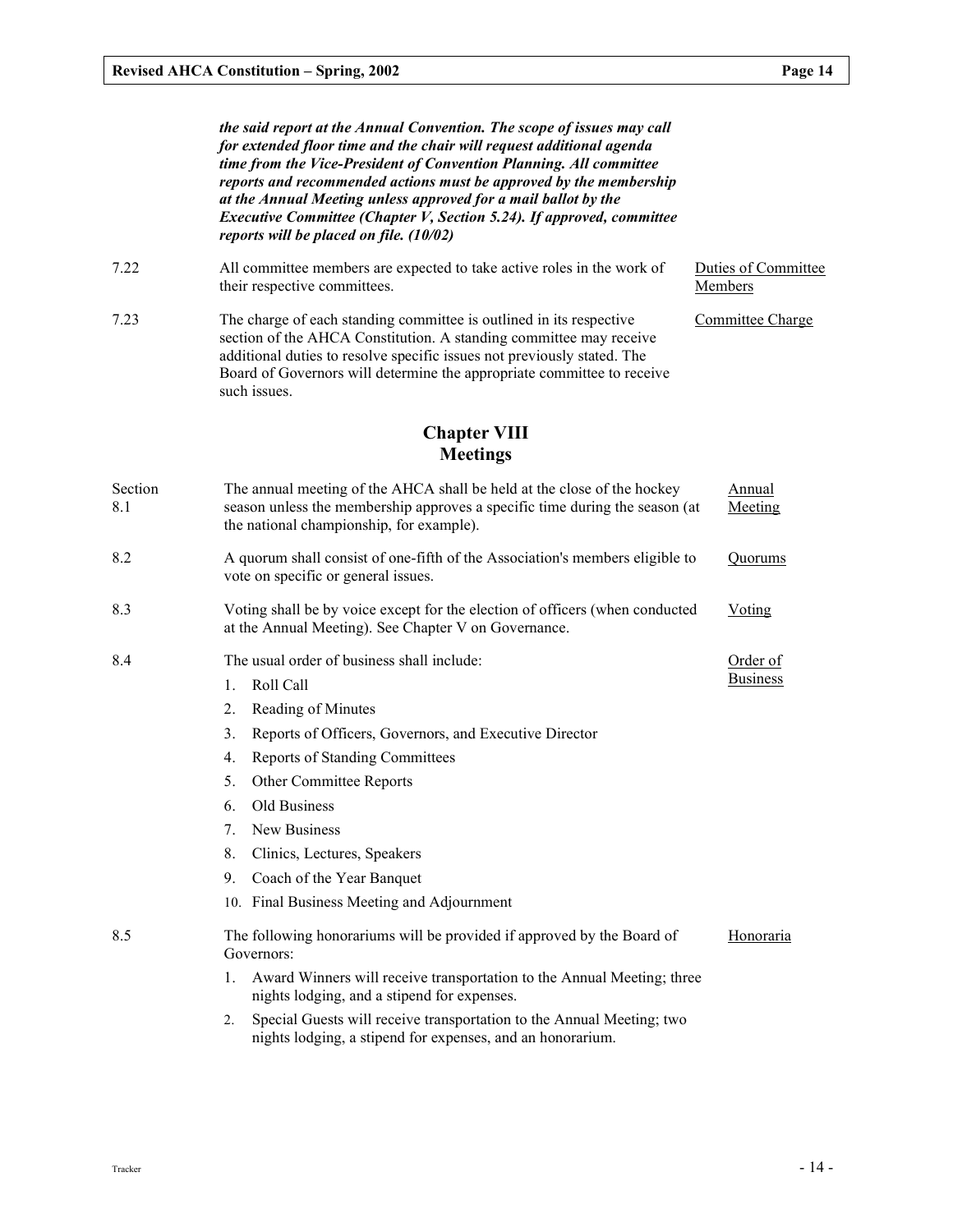***the said report at the Annual Convention. The scope of issues may call for extended floor time and the chair will request additional agenda time from the Vice-President of Convention Planning. All committee reports and recommended actions must be approved by the membership at the Annual Meeting unless approved for a mail ballot by the Executive Committee (Chapter V, Section 5.24). If approved, committee reports will be placed on file. (10/02)***

7.22 All committee members are expected to take active roles in the work of their respective committees. — Duties of Committee Members

7.23 The charge of each standing committee is outlined in its respective section of the AHCA Constitution. A standing committee may receive additional duties to resolve specific issues not previously stated. The Board of Governors will determine the appropriate committee to receive such issues. — Committee Charge

## Chapter VIII
## Meetings

Section 8.1 The annual meeting of the AHCA shall be held at the close of the hockey season unless the membership approves a specific time during the season (at the national championship, for example). — Annual Meeting

8.2 A quorum shall consist of one-fifth of the Association's members eligible to vote on specific or general issues. — Quorums

8.3 Voting shall be by voice except for the election of officers (when conducted at the Annual Meeting). See Chapter V on Governance. — Voting

8.4 The usual order of business shall include: — Order of Business

1. Roll Call
2. Reading of Minutes
3. Reports of Officers, Governors, and Executive Director
4. Reports of Standing Committees
5. Other Committee Reports
6. Old Business
7. New Business
8. Clinics, Lectures, Speakers
9. Coach of the Year Banquet
10. Final Business Meeting and Adjournment

8.5 The following honorariums will be provided if approved by the Board of Governors: — Honoraria

1. Award Winners will receive transportation to the Annual Meeting; three nights lodging, and a stipend for expenses.
2. Special Guests will receive transportation to the Annual Meeting; two nights lodging, a stipend for expenses, and an honorarium.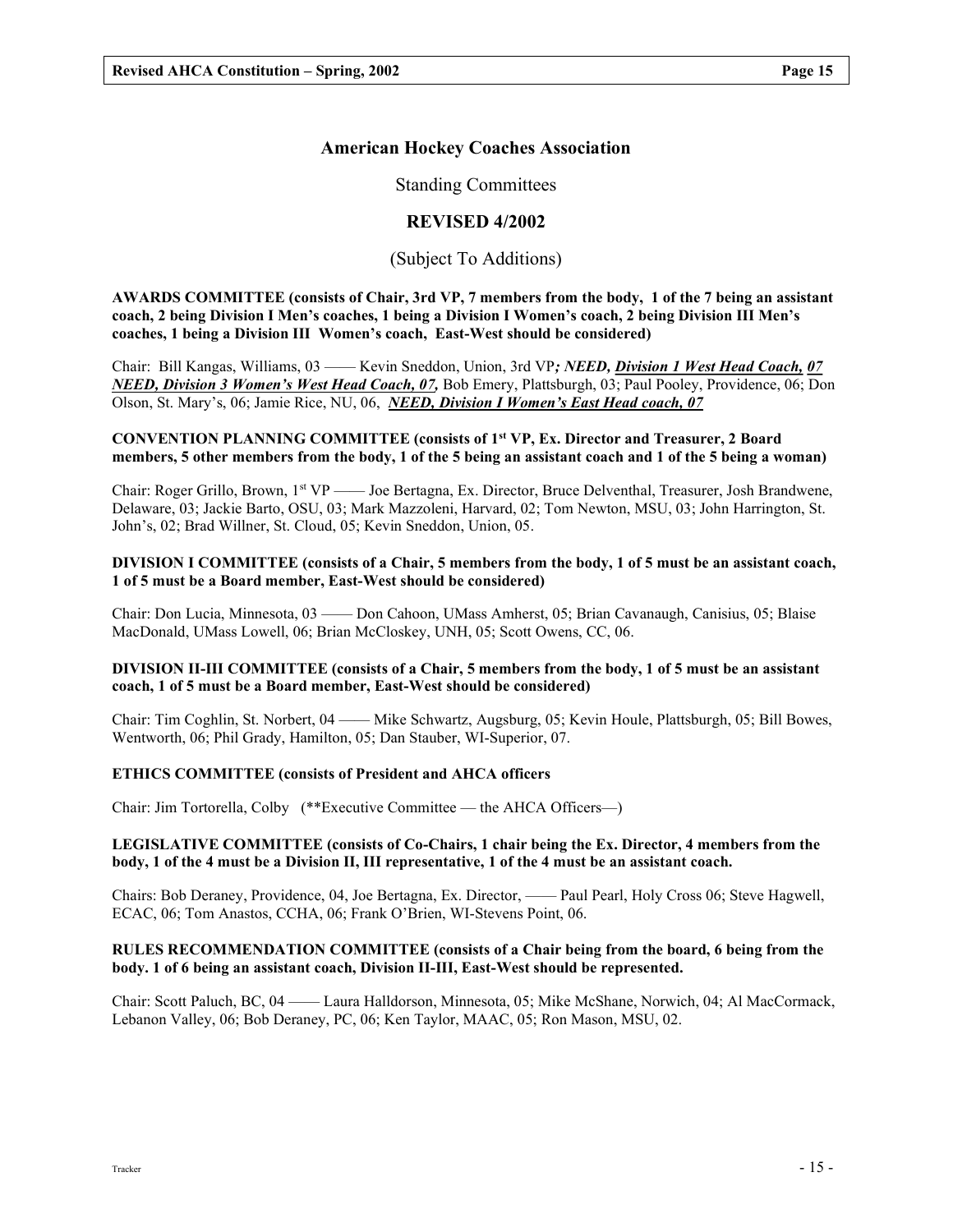## American Hockey Coaches Association

Standing Committees

### REVISED 4/2002

(Subject To Additions)

**AWARDS COMMITTEE (consists of Chair, 3rd VP, 7 members from the body, 1 of the 7 being an assistant coach, 2 being Division I Men's coaches, 1 being a Division I Women's coach, 2 being Division III Men's coaches, 1 being a Division III Women's coach, East-West should be considered)**

Chair: Bill Kangas, Williams, 03 —— Kevin Sneddon, Union, 3rd VP***; NEED, Division 1 West Head Coach, 07 NEED, Division 3 Women's West Head Coach, 07,*** Bob Emery, Plattsburgh, 03; Paul Pooley, Providence, 06; Don Olson, St. Mary's, 06; Jamie Rice, NU, 06, ***NEED, Division I Women's East Head coach, 07***

**CONVENTION PLANNING COMMITTEE (consists of 1st VP, Ex. Director and Treasurer, 2 Board members, 5 other members from the body, 1 of the 5 being an assistant coach and 1 of the 5 being a woman)**

Chair: Roger Grillo, Brown, 1st VP —— Joe Bertagna, Ex. Director, Bruce Delventhal, Treasurer, Josh Brandwene, Delaware, 03; Jackie Barto, OSU, 03; Mark Mazzoleni, Harvard, 02; Tom Newton, MSU, 03; John Harrington, St. John's, 02; Brad Willner, St. Cloud, 05; Kevin Sneddon, Union, 05.

**DIVISION I COMMITTEE (consists of a Chair, 5 members from the body, 1 of 5 must be an assistant coach, 1 of 5 must be a Board member, East-West should be considered)**

Chair: Don Lucia, Minnesota, 03 —— Don Cahoon, UMass Amherst, 05; Brian Cavanaugh, Canisius, 05; Blaise MacDonald, UMass Lowell, 06; Brian McCloskey, UNH, 05; Scott Owens, CC, 06.

**DIVISION II-III COMMITTEE (consists of a Chair, 5 members from the body, 1 of 5 must be an assistant coach, 1 of 5 must be a Board member, East-West should be considered)**

Chair: Tim Coghlin, St. Norbert, 04 —— Mike Schwartz, Augsburg, 05; Kevin Houle, Plattsburgh, 05; Bill Bowes, Wentworth, 06; Phil Grady, Hamilton, 05; Dan Stauber, WI-Superior, 07.

**ETHICS COMMITTEE (consists of President and AHCA officers**

Chair: Jim Tortorella, Colby (**Executive Committee — the AHCA Officers—)

**LEGISLATIVE COMMITTEE (consists of Co-Chairs, 1 chair being the Ex. Director, 4 members from the body, 1 of the 4 must be a Division II, III representative, 1 of the 4 must be an assistant coach.**

Chairs: Bob Deraney, Providence, 04, Joe Bertagna, Ex. Director, —— Paul Pearl, Holy Cross 06; Steve Hagwell, ECAC, 06; Tom Anastos, CCHA, 06; Frank O'Brien, WI-Stevens Point, 06.

**RULES RECOMMENDATION COMMITTEE (consists of a Chair being from the board, 6 being from the body. 1 of 6 being an assistant coach, Division II-III, East-West should be represented.**

Chair: Scott Paluch, BC, 04 —— Laura Halldorson, Minnesota, 05; Mike McShane, Norwich, 04; Al MacCormack, Lebanon Valley, 06; Bob Deraney, PC, 06; Ken Taylor, MAAC, 05; Ron Mason, MSU, 02.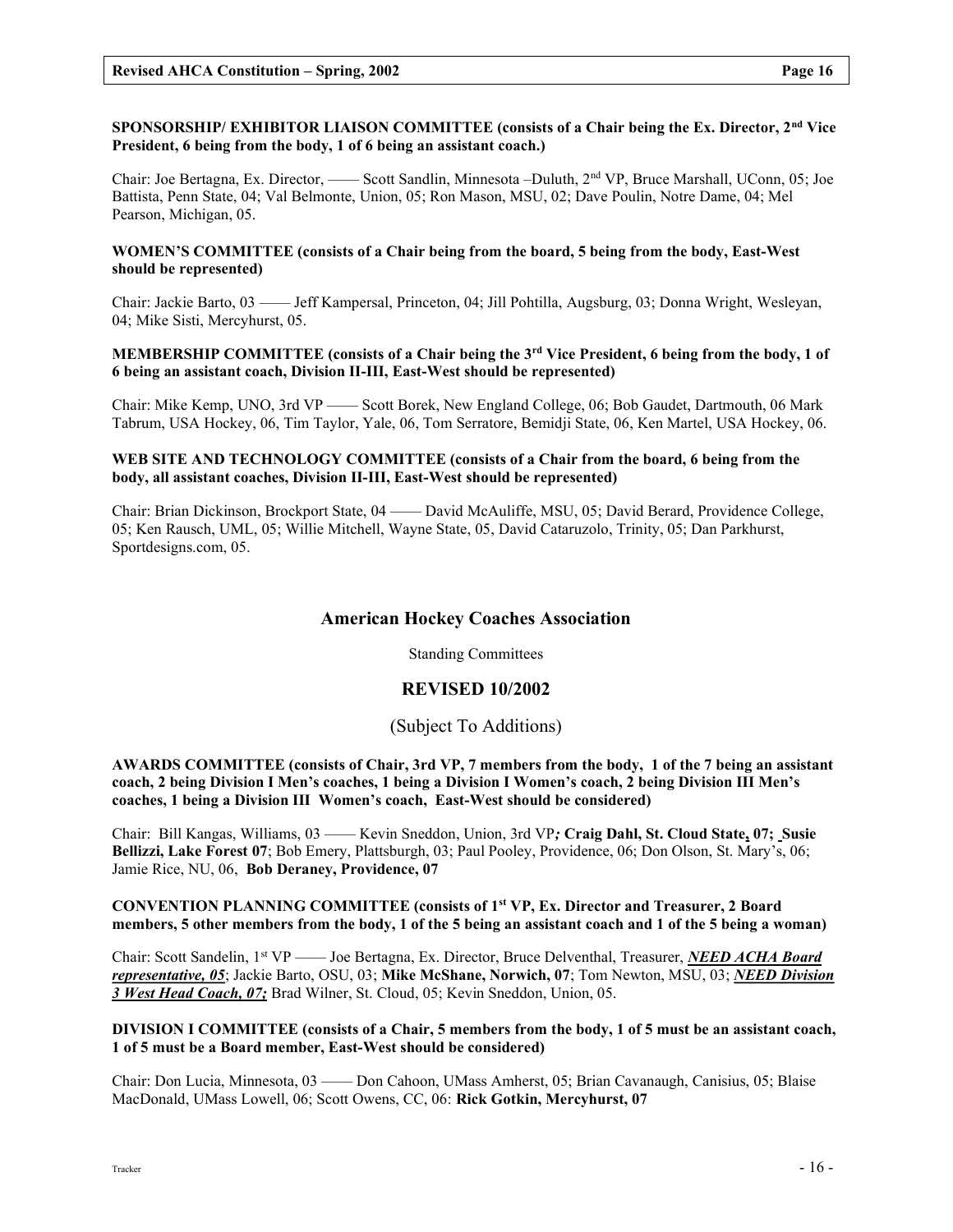**SPONSORSHIP/ EXHIBITOR LIAISON COMMITTEE (consists of a Chair being the Ex. Director, 2nd Vice President, 6 being from the body, 1 of 6 being an assistant coach.)**

Chair: Joe Bertagna, Ex. Director, —— Scott Sandlin, Minnesota –Duluth, 2nd VP, Bruce Marshall, UConn, 05; Joe Battista, Penn State, 04; Val Belmonte, Union, 05; Ron Mason, MSU, 02; Dave Poulin, Notre Dame, 04; Mel Pearson, Michigan, 05.

**WOMEN'S COMMITTEE (consists of a Chair being from the board, 5 being from the body, East-West should be represented)**

Chair: Jackie Barto, 03 —— Jeff Kampersal, Princeton, 04; Jill Pohtilla, Augsburg, 03; Donna Wright, Wesleyan, 04; Mike Sisti, Mercyhurst, 05.

**MEMBERSHIP COMMITTEE (consists of a Chair being the 3rd Vice President, 6 being from the body, 1 of 6 being an assistant coach, Division II-III, East-West should be represented)**

Chair: Mike Kemp, UNO, 3rd VP —— Scott Borek, New England College, 06; Bob Gaudet, Dartmouth, 06 Mark Tabrum, USA Hockey, 06, Tim Taylor, Yale, 06, Tom Serratore, Bemidji State, 06, Ken Martel, USA Hockey, 06.

**WEB SITE AND TECHNOLOGY COMMITTEE (consists of a Chair from the board, 6 being from the body, all assistant coaches, Division II-III, East-West should be represented)**

Chair: Brian Dickinson, Brockport State, 04 —— David McAuliffe, MSU, 05; David Berard, Providence College, 05; Ken Rausch, UML, 05; Willie Mitchell, Wayne State, 05, David Cataruzolo, Trinity, 05; Dan Parkhurst, Sportdesigns.com, 05.

## American Hockey Coaches Association

Standing Committees

## REVISED 10/2002

(Subject To Additions)

**AWARDS COMMITTEE (consists of Chair, 3rd VP, 7 members from the body, 1 of the 7 being an assistant coach, 2 being Division I Men's coaches, 1 being a Division I Women's coach, 2 being Division III Men's coaches, 1 being a Division III Women's coach, East-West should be considered)**

Chair: Bill Kangas, Williams, 03 —— Kevin Sneddon, Union, 3rd VP***;*** **Craig Dahl, St. Cloud State, 07; Susie Bellizzi, Lake Forest 07**; Bob Emery, Plattsburgh, 03; Paul Pooley, Providence, 06; Don Olson, St. Mary's, 06; Jamie Rice, NU, 06, **Bob Deraney, Providence, 07**

**CONVENTION PLANNING COMMITTEE (consists of 1st VP, Ex. Director and Treasurer, 2 Board members, 5 other members from the body, 1 of the 5 being an assistant coach and 1 of the 5 being a woman)**

Chair: Scott Sandelin, 1st VP —— Joe Bertagna, Ex. Director, Bruce Delventhal, Treasurer, ***NEED ACHA Board representative, 05***; Jackie Barto, OSU, 03; **Mike McShane, Norwich, 07**; Tom Newton, MSU, 03; ***NEED Division 3 West Head Coach, 07;*** Brad Wilner, St. Cloud, 05; Kevin Sneddon, Union, 05.

**DIVISION I COMMITTEE (consists of a Chair, 5 members from the body, 1 of 5 must be an assistant coach, 1 of 5 must be a Board member, East-West should be considered)**

Chair: Don Lucia, Minnesota, 03 —— Don Cahoon, UMass Amherst, 05; Brian Cavanaugh, Canisius, 05; Blaise MacDonald, UMass Lowell, 06; Scott Owens, CC, 06: **Rick Gotkin, Mercyhurst, 07**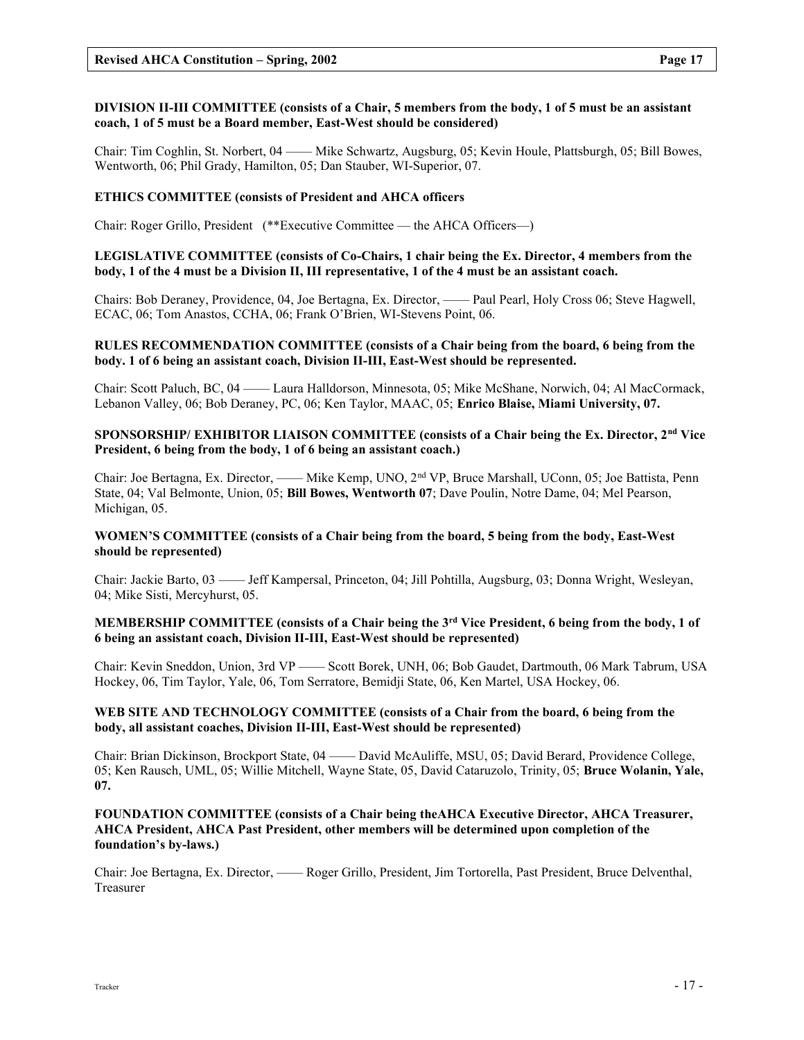**DIVISION II-III COMMITTEE (consists of a Chair, 5 members from the body, 1 of 5 must be an assistant coach, 1 of 5 must be a Board member, East-West should be considered)**

Chair: Tim Coghlin, St. Norbert, 04 —— Mike Schwartz, Augsburg, 05; Kevin Houle, Plattsburgh, 05; Bill Bowes, Wentworth, 06; Phil Grady, Hamilton, 05; Dan Stauber, WI-Superior, 07.

**ETHICS COMMITTEE (consists of President and AHCA officers**

Chair: Roger Grillo, President (**Executive Committee — the AHCA Officers—)

**LEGISLATIVE COMMITTEE (consists of Co-Chairs, 1 chair being the Ex. Director, 4 members from the body, 1 of the 4 must be a Division II, III representative, 1 of the 4 must be an assistant coach.**

Chairs: Bob Deraney, Providence, 04, Joe Bertagna, Ex. Director, —— Paul Pearl, Holy Cross 06; Steve Hagwell, ECAC, 06; Tom Anastos, CCHA, 06; Frank O'Brien, WI-Stevens Point, 06.

**RULES RECOMMENDATION COMMITTEE (consists of a Chair being from the board, 6 being from the body. 1 of 6 being an assistant coach, Division II-III, East-West should be represented.**

Chair: Scott Paluch, BC, 04 —— Laura Halldorson, Minnesota, 05; Mike McShane, Norwich, 04; Al MacCormack, Lebanon Valley, 06; Bob Deraney, PC, 06; Ken Taylor, MAAC, 05; **Enrico Blaise, Miami University, 07.**

**SPONSORSHIP/ EXHIBITOR LIAISON COMMITTEE (consists of a Chair being the Ex. Director, 2nd Vice President, 6 being from the body, 1 of 6 being an assistant coach.)**

Chair: Joe Bertagna, Ex. Director, —— Mike Kemp, UNO, 2nd VP, Bruce Marshall, UConn, 05; Joe Battista, Penn State, 04; Val Belmonte, Union, 05; **Bill Bowes, Wentworth 07**; Dave Poulin, Notre Dame, 04; Mel Pearson, Michigan, 05.

**WOMEN'S COMMITTEE (consists of a Chair being from the board, 5 being from the body, East-West should be represented)**

Chair: Jackie Barto, 03 —— Jeff Kampersal, Princeton, 04; Jill Pohtilla, Augsburg, 03; Donna Wright, Wesleyan, 04; Mike Sisti, Mercyhurst, 05.

**MEMBERSHIP COMMITTEE (consists of a Chair being the 3rd Vice President, 6 being from the body, 1 of 6 being an assistant coach, Division II-III, East-West should be represented)**

Chair: Kevin Sneddon, Union, 3rd VP —— Scott Borek, UNH, 06; Bob Gaudet, Dartmouth, 06 Mark Tabrum, USA Hockey, 06, Tim Taylor, Yale, 06, Tom Serratore, Bemidji State, 06, Ken Martel, USA Hockey, 06.

**WEB SITE AND TECHNOLOGY COMMITTEE (consists of a Chair from the board, 6 being from the body, all assistant coaches, Division II-III, East-West should be represented)**

Chair: Brian Dickinson, Brockport State, 04 —— David McAuliffe, MSU, 05; David Berard, Providence College, 05; Ken Rausch, UML, 05; Willie Mitchell, Wayne State, 05, David Cataruzolo, Trinity, 05; **Bruce Wolanin, Yale, 07.**

**FOUNDATION COMMITTEE (consists of a Chair being theAHCA Executive Director, AHCA Treasurer, AHCA President, AHCA Past President, other members will be determined upon completion of the foundation's by-laws.)**

Chair: Joe Bertagna, Ex. Director, —— Roger Grillo, President, Jim Tortorella, Past President, Bruce Delventhal, Treasurer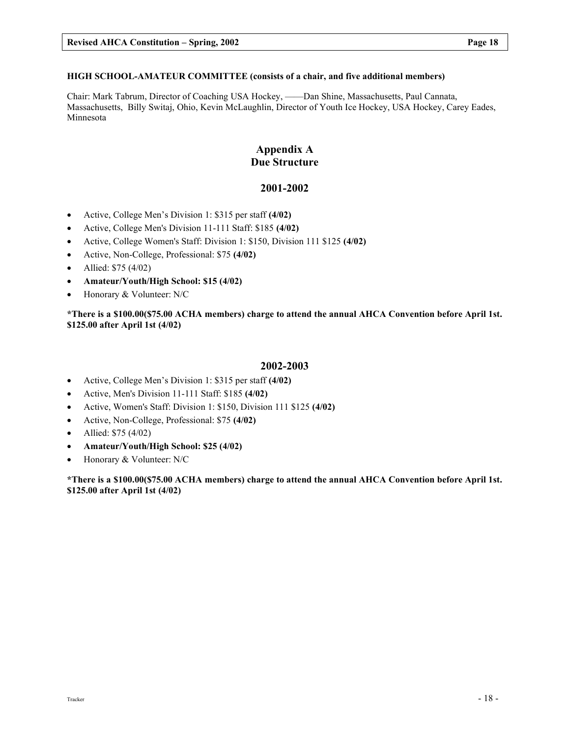**HIGH SCHOOL-AMATEUR COMMITTEE (consists of a chair, and five additional members)**

Chair: Mark Tabrum, Director of Coaching USA Hockey, ——Dan Shine, Massachusetts, Paul Cannata, Massachusetts, Billy Switaj, Ohio, Kevin McLaughlin, Director of Youth Ice Hockey, USA Hockey, Carey Eades, Minnesota

## Appendix A
## Due Structure

### 2001-2002

- Active, College Men's Division 1: $315 per staff **(4/02)**
- Active, College Men's Division 11-111 Staff: $185 **(4/02)**
- Active, College Women's Staff: Division 1: $150, Division 111 $125 **(4/02)**
- Active, Non-College, Professional: $75 **(4/02)**
- Allied: $75 (4/02)
- **Amateur/Youth/High School: $15 (4/02)**
- Honorary & Volunteer: N/C

**\*There is a $100.00($75.00 ACHA members) charge to attend the annual AHCA Convention before April 1st. $125.00 after April 1st (4/02)**

### 2002-2003

- Active, College Men's Division 1: $315 per staff **(4/02)**
- Active, Men's Division 11-111 Staff: $185 **(4/02)**
- Active, Women's Staff: Division 1: $150, Division 111 $125 **(4/02)**
- Active, Non-College, Professional: $75 **(4/02)**
- Allied: $75 (4/02)
- **Amateur/Youth/High School: $25 (4/02)**
- Honorary & Volunteer: N/C

**\*There is a $100.00($75.00 ACHA members) charge to attend the annual AHCA Convention before April 1st. $125.00 after April 1st (4/02)**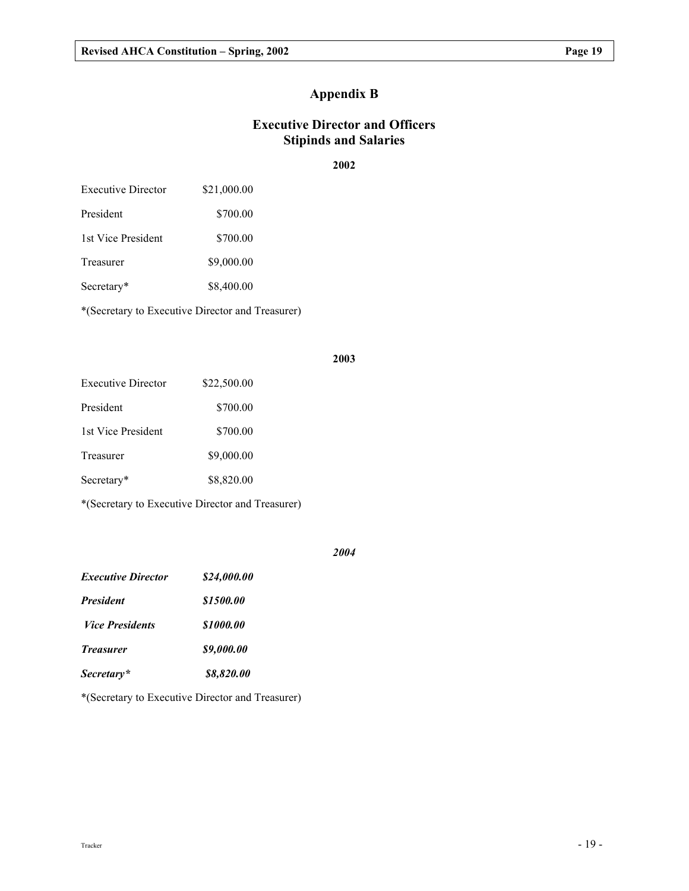# Appendix B

## Executive Director and Officers
## Stipinds and Salaries

**2002**

| | |
|---|---|
| Executive Director | $21,000.00 |
| President | $700.00 |
| 1st Vice President | $700.00 |
| Treasurer | $9,000.00 |
| Secretary* | $8,400.00 |

*(Secretary to Executive Director and Treasurer)

**2003**

| | |
|---|---|
| Executive Director | $22,500.00 |
| President | $700.00 |
| 1st Vice President | $700.00 |
| Treasurer | $9,000.00 |
| Secretary* | $8,820.00 |

*(Secretary to Executive Director and Treasurer)

***2004***

| | |
|---|---|
| ***Executive Director*** | ***$24,000.00*** |
| ***President*** | ***$1500.00*** |
| ***Vice Presidents*** | ***$1000.00*** |
| ***Treasurer*** | ***$9,000.00*** |
| ***Secretary**** | ***$8,820.00*** |

*(Secretary to Executive Director and Treasurer)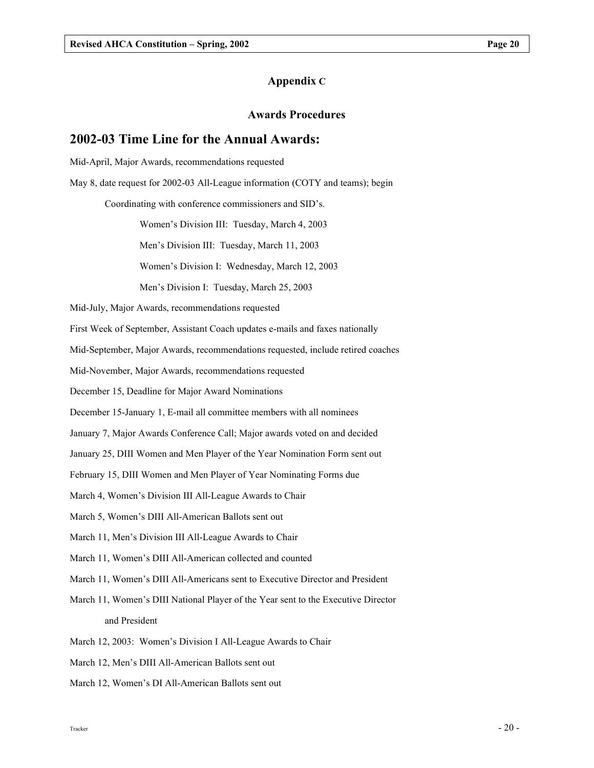## Appendix C

### Awards Procedures

## 2002-03 Time Line for the Annual Awards:

Mid-April, Major Awards, recommendations requested

May 8, date request for 2002-03 All-League information (COTY and teams); begin

Coordinating with conference commissioners and SID's.

Women's Division III: Tuesday, March 4, 2003

Men's Division III: Tuesday, March 11, 2003

Women's Division I: Wednesday, March 12, 2003

Men's Division I: Tuesday, March 25, 2003

Mid-July, Major Awards, recommendations requested

First Week of September, Assistant Coach updates e-mails and faxes nationally

Mid-September, Major Awards, recommendations requested, include retired coaches

Mid-November, Major Awards, recommendations requested

December 15, Deadline for Major Award Nominations

December 15-January 1, E-mail all committee members with all nominees

January 7, Major Awards Conference Call; Major awards voted on and decided

January 25, DIII Women and Men Player of the Year Nomination Form sent out

February 15, DIII Women and Men Player of Year Nominating Forms due

March 4, Women's Division III All-League Awards to Chair

March 5, Women's DIII All-American Ballots sent out

March 11, Men's Division III All-League Awards to Chair

March 11, Women's DIII All-American collected and counted

March 11, Women's DIII All-Americans sent to Executive Director and President

March 11, Women's DIII National Player of the Year sent to the Executive Director and President

March 12, 2003: Women's Division I All-League Awards to Chair

March 12, Men's DIII All-American Ballots sent out

March 12, Women's DI All-American Ballots sent out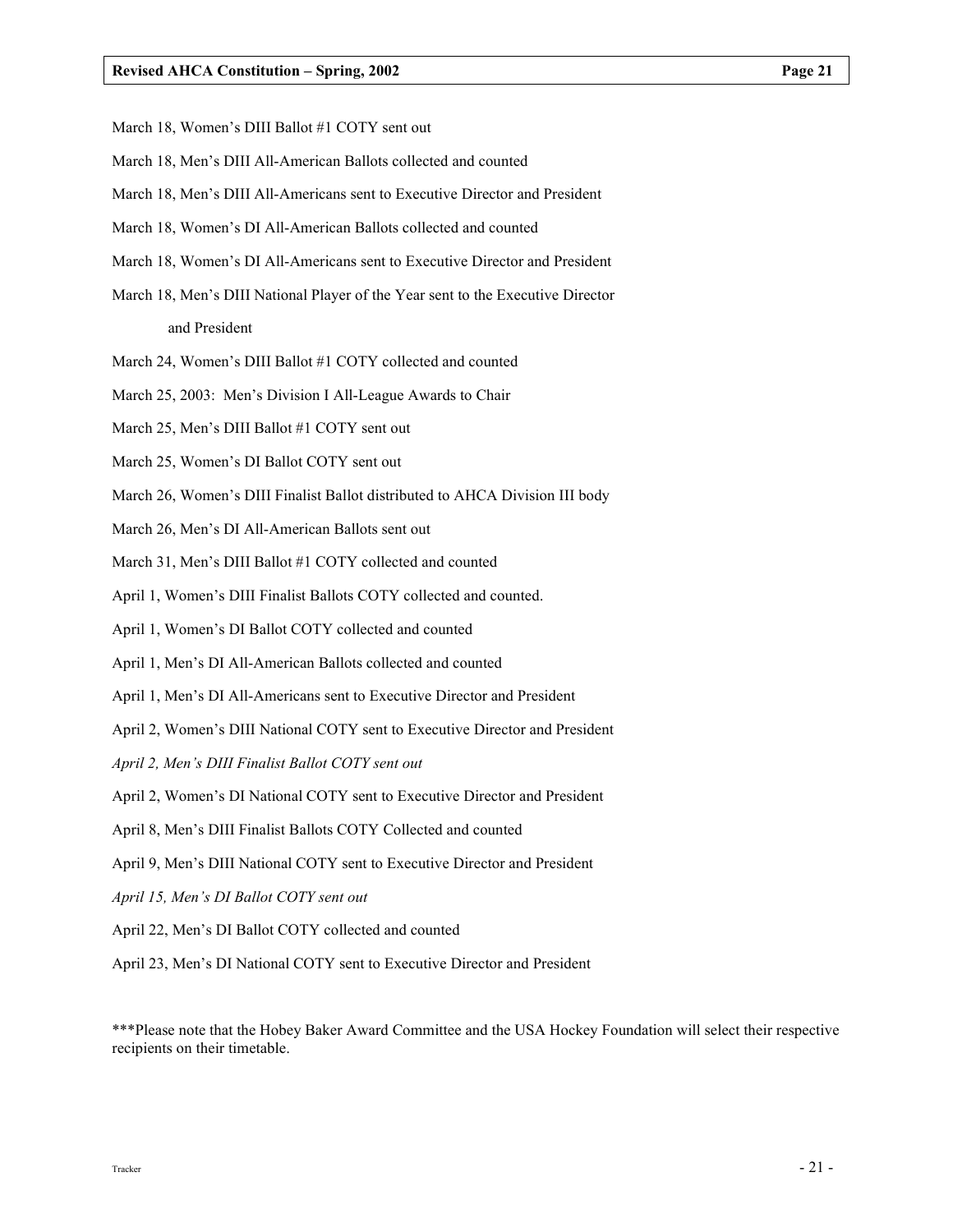March 18, Women's DIII Ballot #1 COTY sent out

March 18, Men's DIII All-American Ballots collected and counted

March 18, Men's DIII All-Americans sent to Executive Director and President

March 18, Women's DI All-American Ballots collected and counted

March 18, Women's DI All-Americans sent to Executive Director and President

March 18, Men's DIII National Player of the Year sent to the Executive Director and President

March 24, Women's DIII Ballot #1 COTY collected and counted

March 25, 2003: Men's Division I All-League Awards to Chair

March 25, Men's DIII Ballot #1 COTY sent out

March 25, Women's DI Ballot COTY sent out

March 26, Women's DIII Finalist Ballot distributed to AHCA Division III body

March 26, Men's DI All-American Ballots sent out

March 31, Men's DIII Ballot #1 COTY collected and counted

April 1, Women's DIII Finalist Ballots COTY collected and counted.

April 1, Women's DI Ballot COTY collected and counted

April 1, Men's DI All-American Ballots collected and counted

April 1, Men's DI All-Americans sent to Executive Director and President

April 2, Women's DIII National COTY sent to Executive Director and President

*April 2, Men's DIII Finalist Ballot COTY sent out*

April 2, Women's DI National COTY sent to Executive Director and President

April 8, Men's DIII Finalist Ballots COTY Collected and counted

April 9, Men's DIII National COTY sent to Executive Director and President

*April 15, Men's DI Ballot COTY sent out*

April 22, Men's DI Ballot COTY collected and counted

April 23, Men's DI National COTY sent to Executive Director and President

***Please note that the Hobey Baker Award Committee and the USA Hockey Foundation will select their respective recipients on their timetable.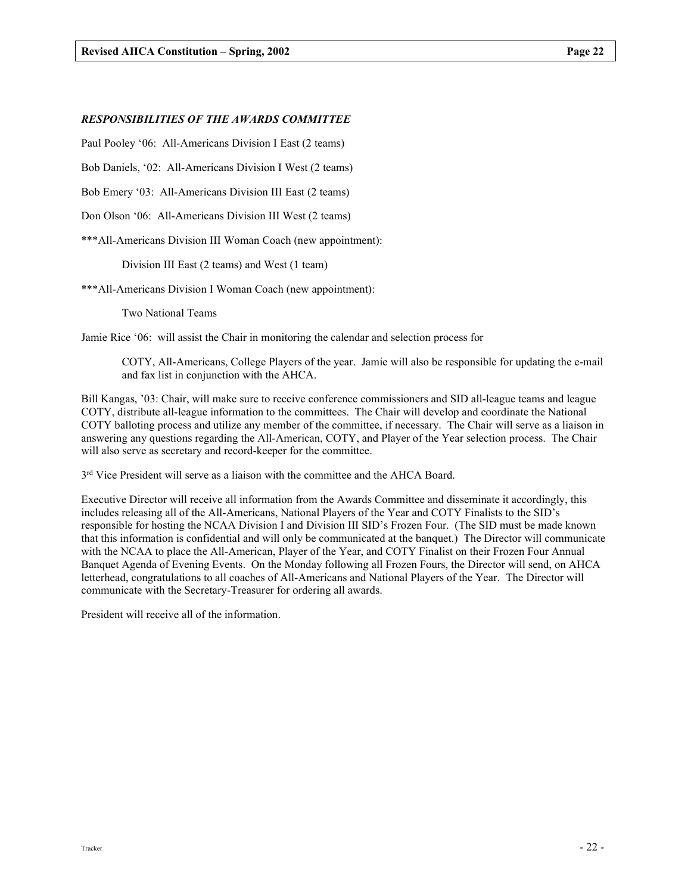***RESPONSIBILITIES OF THE AWARDS COMMITTEE***

Paul Pooley '06: All-Americans Division I East (2 teams)

Bob Daniels, '02: All-Americans Division I West (2 teams)

Bob Emery '03: All-Americans Division III East (2 teams)

Don Olson '06: All-Americans Division III West (2 teams)

***All-Americans Division III Woman Coach (new appointment):

Division III East (2 teams) and West (1 team)

***All-Americans Division I Woman Coach (new appointment):

Two National Teams

Jamie Rice '06: will assist the Chair in monitoring the calendar and selection process for

COTY, All-Americans, College Players of the year. Jamie will also be responsible for updating the e-mail and fax list in conjunction with the AHCA.

Bill Kangas, '03: Chair, will make sure to receive conference commissioners and SID all-league teams and league COTY, distribute all-league information to the committees. The Chair will develop and coordinate the National COTY balloting process and utilize any member of the committee, if necessary. The Chair will serve as a liaison in answering any questions regarding the All-American, COTY, and Player of the Year selection process. The Chair will also serve as secretary and record-keeper for the committee.

3rd Vice President will serve as a liaison with the committee and the AHCA Board.

Executive Director will receive all information from the Awards Committee and disseminate it accordingly, this includes releasing all of the All-Americans, National Players of the Year and COTY Finalists to the SID's responsible for hosting the NCAA Division I and Division III SID's Frozen Four. (The SID must be made known that this information is confidential and will only be communicated at the banquet.) The Director will communicate with the NCAA to place the All-American, Player of the Year, and COTY Finalist on their Frozen Four Annual Banquet Agenda of Evening Events. On the Monday following all Frozen Fours, the Director will send, on AHCA letterhead, congratulations to all coaches of All-Americans and National Players of the Year. The Director will communicate with the Secretary-Treasurer for ordering all awards.

President will receive all of the information.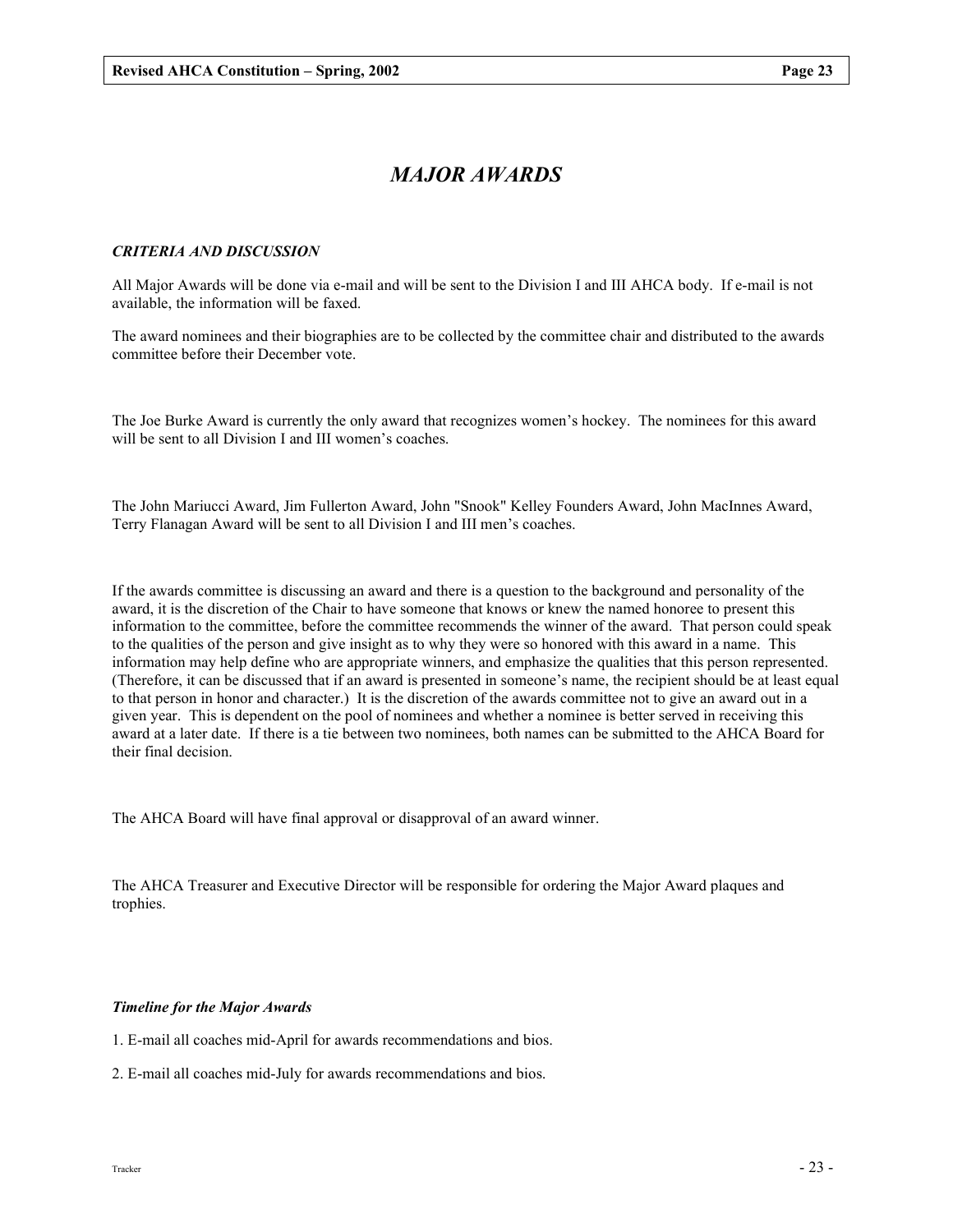# *MAJOR AWARDS*

### *CRITERIA AND DISCUSSION*

All Major Awards will be done via e-mail and will be sent to the Division I and III AHCA body. If e-mail is not available, the information will be faxed.

The award nominees and their biographies are to be collected by the committee chair and distributed to the awards committee before their December vote.

The Joe Burke Award is currently the only award that recognizes women's hockey. The nominees for this award will be sent to all Division I and III women's coaches.

The John Mariucci Award, Jim Fullerton Award, John "Snook" Kelley Founders Award, John MacInnes Award, Terry Flanagan Award will be sent to all Division I and III men's coaches.

If the awards committee is discussing an award and there is a question to the background and personality of the award, it is the discretion of the Chair to have someone that knows or knew the named honoree to present this information to the committee, before the committee recommends the winner of the award. That person could speak to the qualities of the person and give insight as to why they were so honored with this award in a name. This information may help define who are appropriate winners, and emphasize the qualities that this person represented. (Therefore, it can be discussed that if an award is presented in someone's name, the recipient should be at least equal to that person in honor and character.) It is the discretion of the awards committee not to give an award out in a given year. This is dependent on the pool of nominees and whether a nominee is better served in receiving this award at a later date. If there is a tie between two nominees, both names can be submitted to the AHCA Board for their final decision.

The AHCA Board will have final approval or disapproval of an award winner.

The AHCA Treasurer and Executive Director will be responsible for ordering the Major Award plaques and trophies.

### *Timeline for the Major Awards*

1. E-mail all coaches mid-April for awards recommendations and bios.

2. E-mail all coaches mid-July for awards recommendations and bios.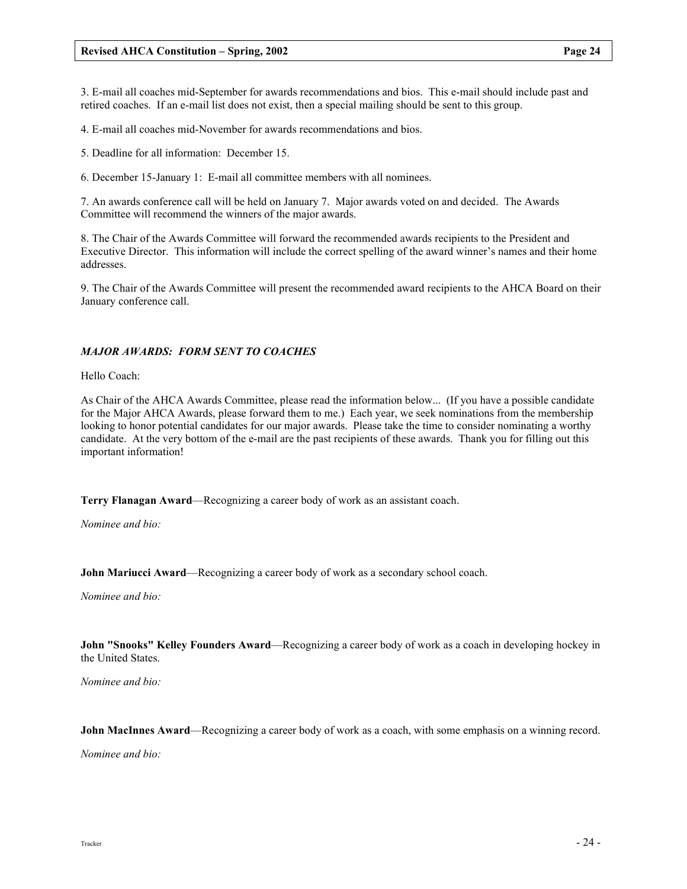3. E-mail all coaches mid-September for awards recommendations and bios. This e-mail should include past and retired coaches. If an e-mail list does not exist, then a special mailing should be sent to this group.

4. E-mail all coaches mid-November for awards recommendations and bios.

5. Deadline for all information: December 15.

6. December 15-January 1: E-mail all committee members with all nominees.

7. An awards conference call will be held on January 7. Major awards voted on and decided. The Awards Committee will recommend the winners of the major awards.

8. The Chair of the Awards Committee will forward the recommended awards recipients to the President and Executive Director. This information will include the correct spelling of the award winner's names and their home addresses.

9. The Chair of the Awards Committee will present the recommended award recipients to the AHCA Board on their January conference call.

***MAJOR AWARDS: FORM SENT TO COACHES***

Hello Coach:

As Chair of the AHCA Awards Committee, please read the information below... (If you have a possible candidate for the Major AHCA Awards, please forward them to me.) Each year, we seek nominations from the membership looking to honor potential candidates for our major awards. Please take the time to consider nominating a worthy candidate. At the very bottom of the e-mail are the past recipients of these awards. Thank you for filling out this important information!

**Terry Flanagan Award**—Recognizing a career body of work as an assistant coach.

*Nominee and bio:*

**John Mariucci Award**—Recognizing a career body of work as a secondary school coach.

*Nominee and bio:*

**John "Snooks" Kelley Founders Award**—Recognizing a career body of work as a coach in developing hockey in the United States.

*Nominee and bio:*

**John MacInnes Award**—Recognizing a career body of work as a coach, with some emphasis on a winning record.

*Nominee and bio:*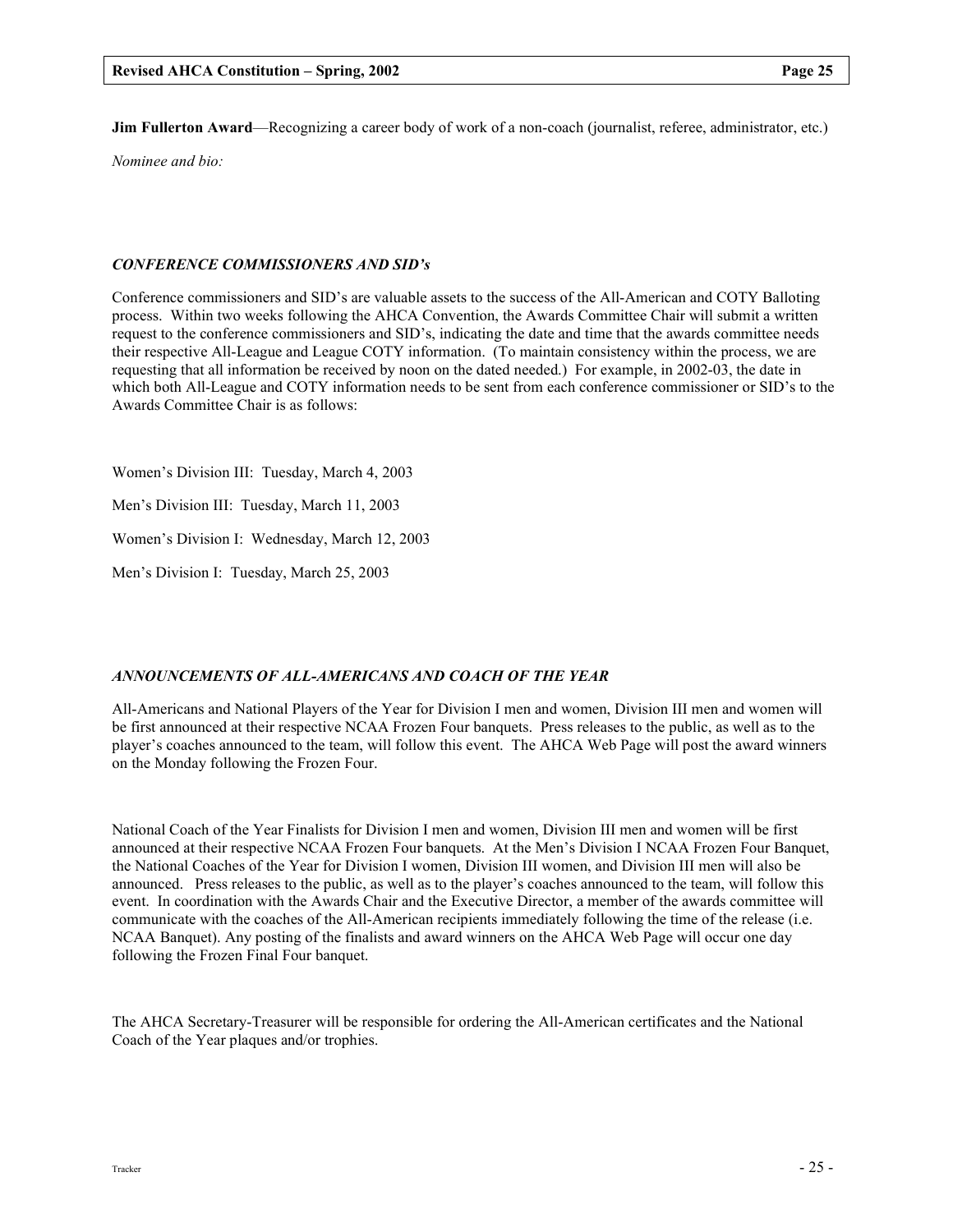**Jim Fullerton Award**—Recognizing a career body of work of a non-coach (journalist, referee, administrator, etc.)

*Nominee and bio:*

### *CONFERENCE COMMISSIONERS AND SID's*

Conference commissioners and SID's are valuable assets to the success of the All-American and COTY Balloting process. Within two weeks following the AHCA Convention, the Awards Committee Chair will submit a written request to the conference commissioners and SID's, indicating the date and time that the awards committee needs their respective All-League and League COTY information. (To maintain consistency within the process, we are requesting that all information be received by noon on the dated needed.) For example, in 2002-03, the date in which both All-League and COTY information needs to be sent from each conference commissioner or SID's to the Awards Committee Chair is as follows:

Women's Division III: Tuesday, March 4, 2003

Men's Division III: Tuesday, March 11, 2003

Women's Division I: Wednesday, March 12, 2003

Men's Division I: Tuesday, March 25, 2003

### *ANNOUNCEMENTS OF ALL-AMERICANS AND COACH OF THE YEAR*

All-Americans and National Players of the Year for Division I men and women, Division III men and women will be first announced at their respective NCAA Frozen Four banquets. Press releases to the public, as well as to the player's coaches announced to the team, will follow this event. The AHCA Web Page will post the award winners on the Monday following the Frozen Four.

National Coach of the Year Finalists for Division I men and women, Division III men and women will be first announced at their respective NCAA Frozen Four banquets. At the Men's Division I NCAA Frozen Four Banquet, the National Coaches of the Year for Division I women, Division III women, and Division III men will also be announced. Press releases to the public, as well as to the player's coaches announced to the team, will follow this event. In coordination with the Awards Chair and the Executive Director, a member of the awards committee will communicate with the coaches of the All-American recipients immediately following the time of the release (i.e. NCAA Banquet). Any posting of the finalists and award winners on the AHCA Web Page will occur one day following the Frozen Final Four banquet.

The AHCA Secretary-Treasurer will be responsible for ordering the All-American certificates and the National Coach of the Year plaques and/or trophies.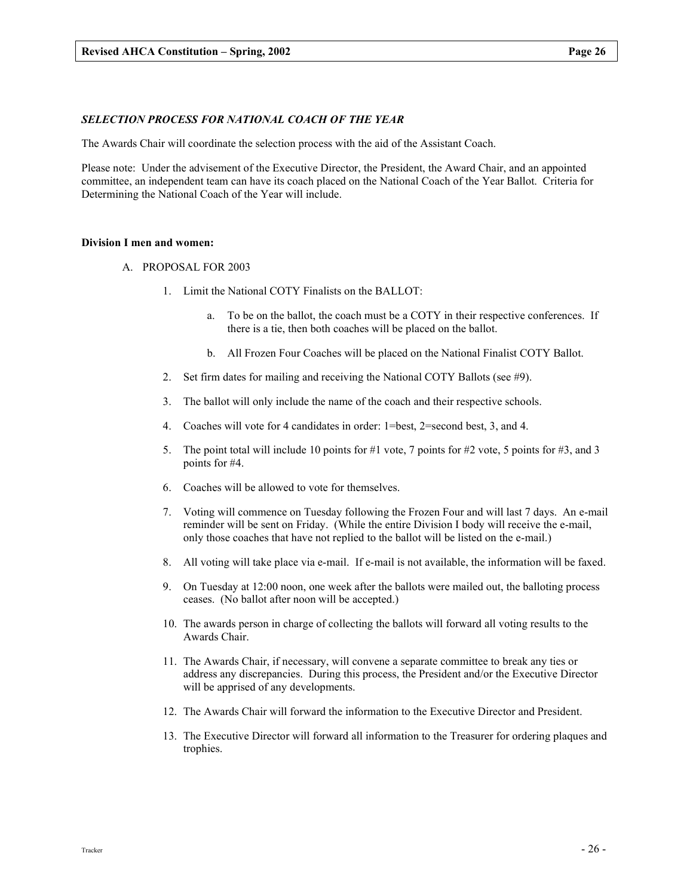### *SELECTION PROCESS FOR NATIONAL COACH OF THE YEAR*

The Awards Chair will coordinate the selection process with the aid of the Assistant Coach.

Please note: Under the advisement of the Executive Director, the President, the Award Chair, and an appointed committee, an independent team can have its coach placed on the National Coach of the Year Ballot. Criteria for Determining the National Coach of the Year will include.

**Division I men and women:**

A. PROPOSAL FOR 2003

1. Limit the National COTY Finalists on the BALLOT:
   a. To be on the ballot, the coach must be a COTY in their respective conferences. If there is a tie, then both coaches will be placed on the ballot.
   b. All Frozen Four Coaches will be placed on the National Finalist COTY Ballot.
2. Set firm dates for mailing and receiving the National COTY Ballots (see #9).
3. The ballot will only include the name of the coach and their respective schools.
4. Coaches will vote for 4 candidates in order: 1=best, 2=second best, 3, and 4.
5. The point total will include 10 points for #1 vote, 7 points for #2 vote, 5 points for #3, and 3 points for #4.
6. Coaches will be allowed to vote for themselves.
7. Voting will commence on Tuesday following the Frozen Four and will last 7 days. An e-mail reminder will be sent on Friday. (While the entire Division I body will receive the e-mail, only those coaches that have not replied to the ballot will be listed on the e-mail.)
8. All voting will take place via e-mail. If e-mail is not available, the information will be faxed.
9. On Tuesday at 12:00 noon, one week after the ballots were mailed out, the balloting process ceases. (No ballot after noon will be accepted.)
10. The awards person in charge of collecting the ballots will forward all voting results to the Awards Chair.
11. The Awards Chair, if necessary, will convene a separate committee to break any ties or address any discrepancies. During this process, the President and/or the Executive Director will be apprised of any developments.
12. The Awards Chair will forward the information to the Executive Director and President.
13. The Executive Director will forward all information to the Treasurer for ordering plaques and trophies.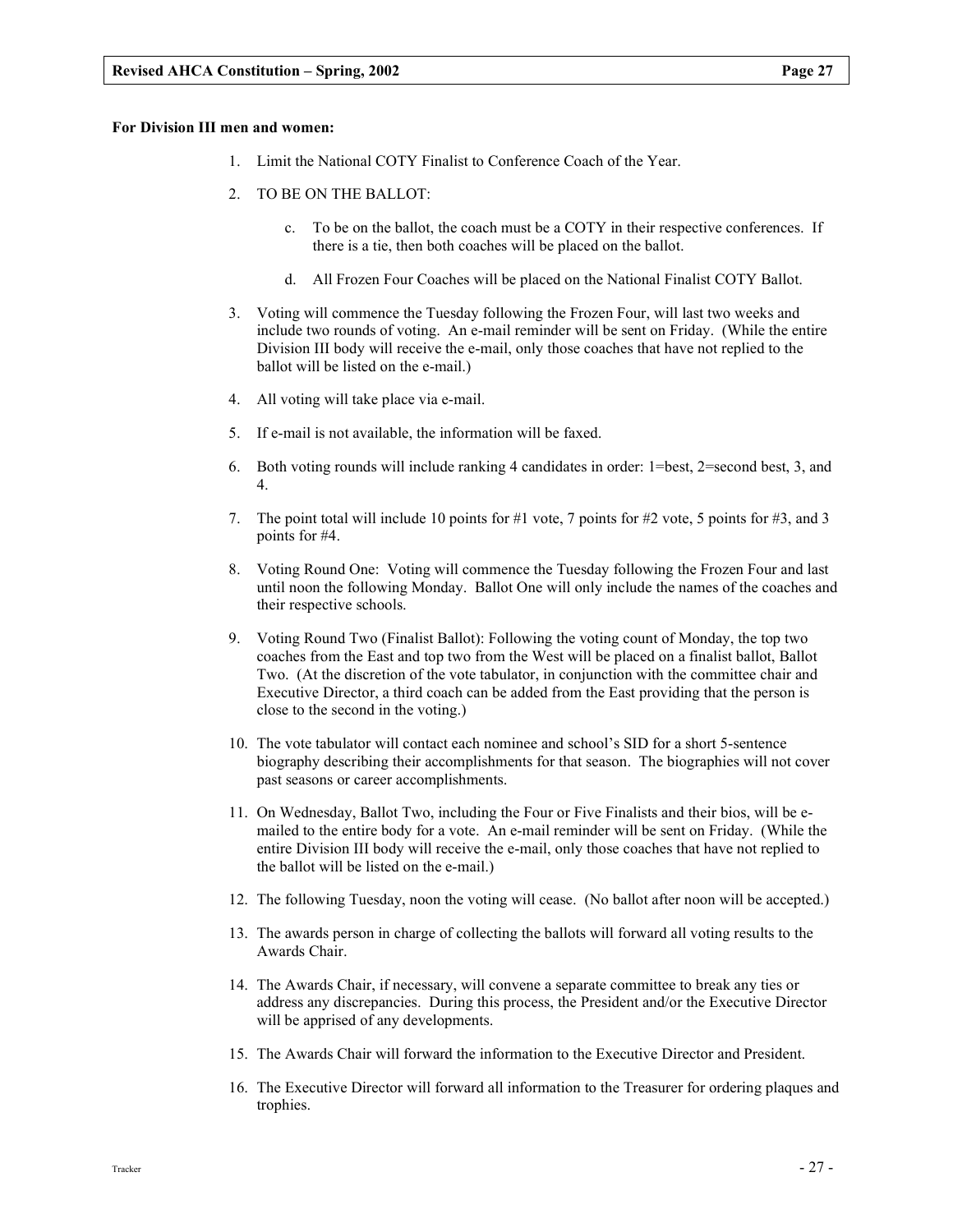**For Division III men and women:**

1. Limit the National COTY Finalist to Conference Coach of the Year.

2. TO BE ON THE BALLOT:

    c. To be on the ballot, the coach must be a COTY in their respective conferences. If there is a tie, then both coaches will be placed on the ballot.

    d. All Frozen Four Coaches will be placed on the National Finalist COTY Ballot.

3. Voting will commence the Tuesday following the Frozen Four, will last two weeks and include two rounds of voting. An e-mail reminder will be sent on Friday. (While the entire Division III body will receive the e-mail, only those coaches that have not replied to the ballot will be listed on the e-mail.)

4. All voting will take place via e-mail.

5. If e-mail is not available, the information will be faxed.

6. Both voting rounds will include ranking 4 candidates in order: 1=best, 2=second best, 3, and 4.

7. The point total will include 10 points for #1 vote, 7 points for #2 vote, 5 points for #3, and 3 points for #4.

8. Voting Round One: Voting will commence the Tuesday following the Frozen Four and last until noon the following Monday. Ballot One will only include the names of the coaches and their respective schools.

9. Voting Round Two (Finalist Ballot): Following the voting count of Monday, the top two coaches from the East and top two from the West will be placed on a finalist ballot, Ballot Two. (At the discretion of the vote tabulator, in conjunction with the committee chair and Executive Director, a third coach can be added from the East providing that the person is close to the second in the voting.)

10. The vote tabulator will contact each nominee and school's SID for a short 5-sentence biography describing their accomplishments for that season. The biographies will not cover past seasons or career accomplishments.

11. On Wednesday, Ballot Two, including the Four or Five Finalists and their bios, will be e-mailed to the entire body for a vote. An e-mail reminder will be sent on Friday. (While the entire Division III body will receive the e-mail, only those coaches that have not replied to the ballot will be listed on the e-mail.)

12. The following Tuesday, noon the voting will cease. (No ballot after noon will be accepted.)

13. The awards person in charge of collecting the ballots will forward all voting results to the Awards Chair.

14. The Awards Chair, if necessary, will convene a separate committee to break any ties or address any discrepancies. During this process, the President and/or the Executive Director will be apprised of any developments.

15. The Awards Chair will forward the information to the Executive Director and President.

16. The Executive Director will forward all information to the Treasurer for ordering plaques and trophies.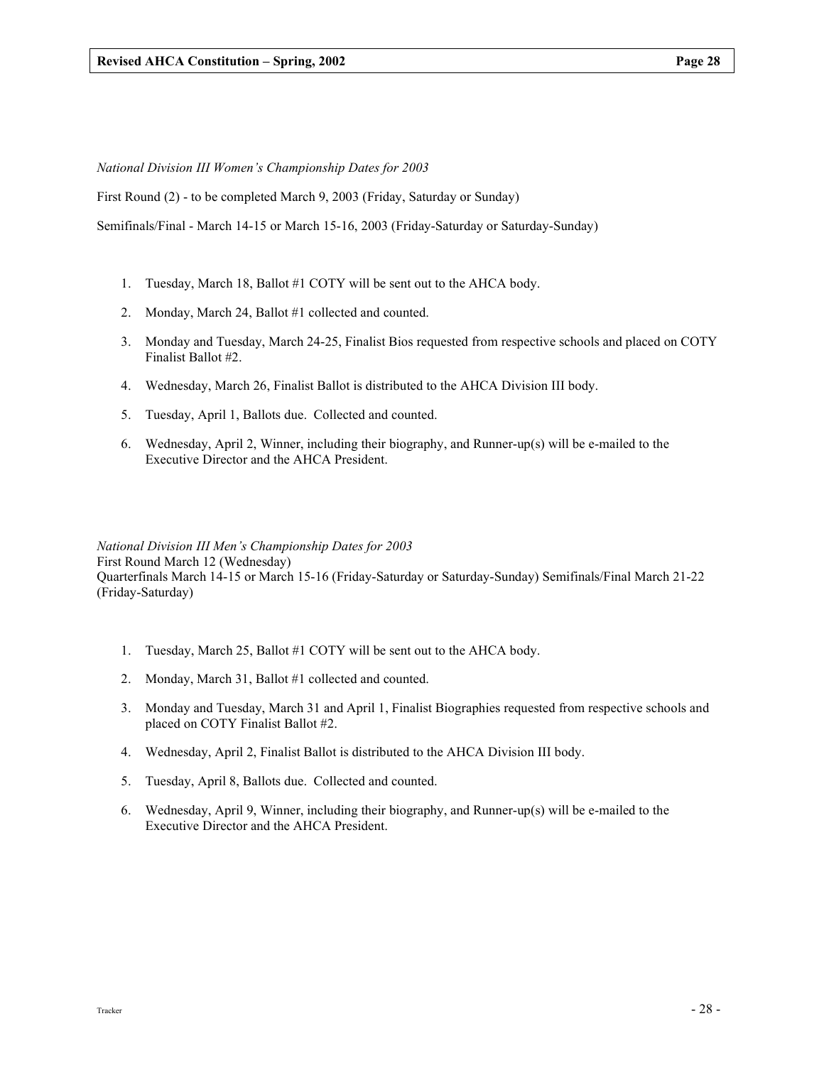*National Division III Women's Championship Dates for 2003*

First Round (2) - to be completed March 9, 2003 (Friday, Saturday or Sunday)

Semifinals/Final - March 14-15 or March 15-16, 2003 (Friday-Saturday or Saturday-Sunday)

1. Tuesday, March 18, Ballot #1 COTY will be sent out to the AHCA body.
2. Monday, March 24, Ballot #1 collected and counted.
3. Monday and Tuesday, March 24-25, Finalist Bios requested from respective schools and placed on COTY Finalist Ballot #2.
4. Wednesday, March 26, Finalist Ballot is distributed to the AHCA Division III body.
5. Tuesday, April 1, Ballots due. Collected and counted.
6. Wednesday, April 2, Winner, including their biography, and Runner-up(s) will be e-mailed to the Executive Director and the AHCA President.

*National Division III Men's Championship Dates for 2003*
First Round March 12 (Wednesday)
Quarterfinals March 14-15 or March 15-16 (Friday-Saturday or Saturday-Sunday) Semifinals/Final March 21-22 (Friday-Saturday)

1. Tuesday, March 25, Ballot #1 COTY will be sent out to the AHCA body.
2. Monday, March 31, Ballot #1 collected and counted.
3. Monday and Tuesday, March 31 and April 1, Finalist Biographies requested from respective schools and placed on COTY Finalist Ballot #2.
4. Wednesday, April 2, Finalist Ballot is distributed to the AHCA Division III body.
5. Tuesday, April 8, Ballots due. Collected and counted.
6. Wednesday, April 9, Winner, including their biography, and Runner-up(s) will be e-mailed to the Executive Director and the AHCA President.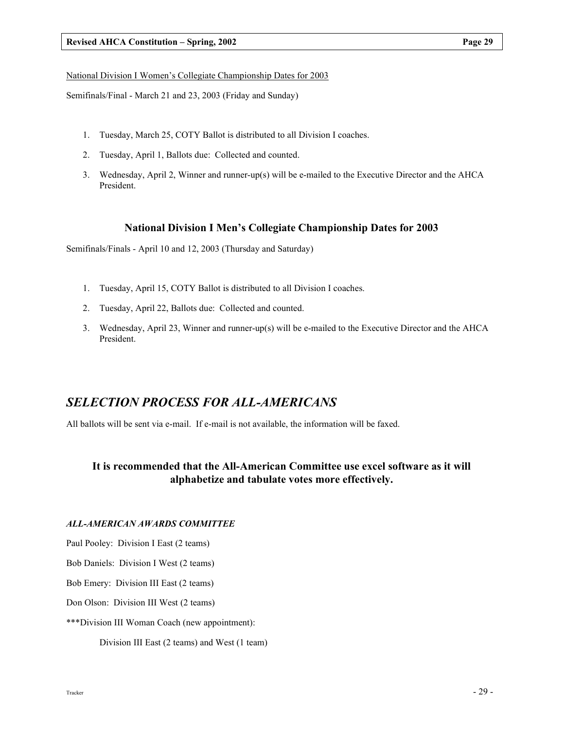<u>National Division I Women's Collegiate Championship Dates for 2003</u>

Semifinals/Final - March 21 and 23, 2003 (Friday and Sunday)

1. Tuesday, March 25, COTY Ballot is distributed to all Division I coaches.
2. Tuesday, April 1, Ballots due: Collected and counted.
3. Wednesday, April 2, Winner and runner-up(s) will be e-mailed to the Executive Director and the AHCA President.

### National Division I Men's Collegiate Championship Dates for 2003

Semifinals/Finals - April 10 and 12, 2003 (Thursday and Saturday)

1. Tuesday, April 15, COTY Ballot is distributed to all Division I coaches.
2. Tuesday, April 22, Ballots due: Collected and counted.
3. Wednesday, April 23, Winner and runner-up(s) will be e-mailed to the Executive Director and the AHCA President.

## *SELECTION PROCESS FOR ALL-AMERICANS*

All ballots will be sent via e-mail. If e-mail is not available, the information will be faxed.

### It is recommended that the All-American Committee use excel software as it will alphabetize and tabulate votes more effectively.

***ALL-AMERICAN AWARDS COMMITTEE***

Paul Pooley: Division I East (2 teams)

Bob Daniels: Division I West (2 teams)

Bob Emery: Division III East (2 teams)

Don Olson: Division III West (2 teams)

***Division III Woman Coach (new appointment):

Division III East (2 teams) and West (1 team)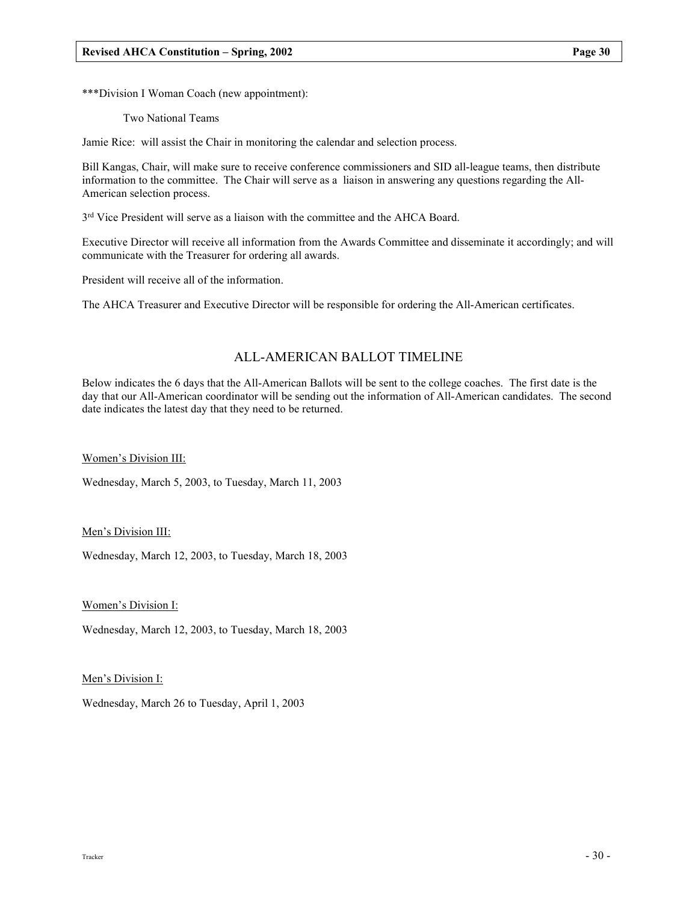***Division I Woman Coach (new appointment):

Two National Teams

Jamie Rice: will assist the Chair in monitoring the calendar and selection process.

Bill Kangas, Chair, will make sure to receive conference commissioners and SID all-league teams, then distribute information to the committee. The Chair will serve as a liaison in answering any questions regarding the All-American selection process.

3rd Vice President will serve as a liaison with the committee and the AHCA Board.

Executive Director will receive all information from the Awards Committee and disseminate it accordingly; and will communicate with the Treasurer for ordering all awards.

President will receive all of the information.

The AHCA Treasurer and Executive Director will be responsible for ordering the All-American certificates.

## ALL-AMERICAN BALLOT TIMELINE

Below indicates the 6 days that the All-American Ballots will be sent to the college coaches. The first date is the day that our All-American coordinator will be sending out the information of All-American candidates. The second date indicates the latest day that they need to be returned.

Women's Division III:

Wednesday, March 5, 2003, to Tuesday, March 11, 2003

Men's Division III:

Wednesday, March 12, 2003, to Tuesday, March 18, 2003

Women's Division I:

Wednesday, March 12, 2003, to Tuesday, March 18, 2003

Men's Division I:

Wednesday, March 26 to Tuesday, April 1, 2003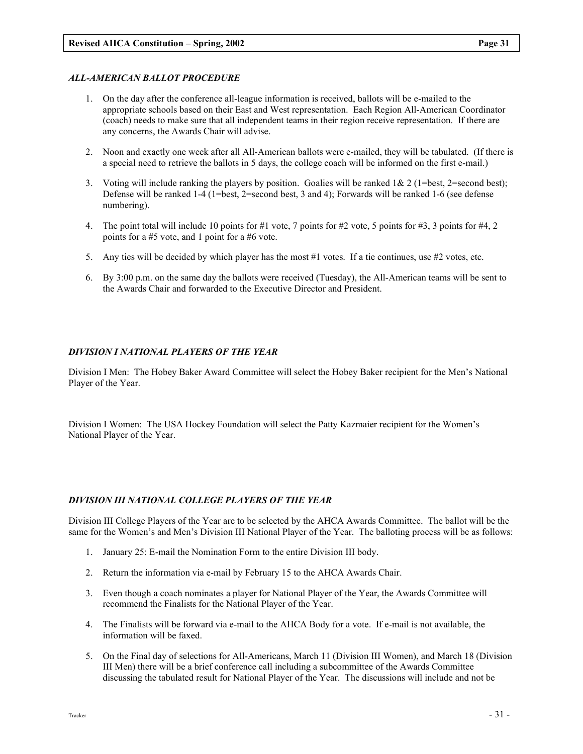### *ALL-AMERICAN BALLOT PROCEDURE*

1. On the day after the conference all-league information is received, ballots will be e-mailed to the appropriate schools based on their East and West representation. Each Region All-American Coordinator (coach) needs to make sure that all independent teams in their region receive representation. If there are any concerns, the Awards Chair will advise.

2. Noon and exactly one week after all All-American ballots were e-mailed, they will be tabulated. (If there is a special need to retrieve the ballots in 5 days, the college coach will be informed on the first e-mail.)

3. Voting will include ranking the players by position. Goalies will be ranked 1& 2 (1=best, 2=second best); Defense will be ranked 1-4 (1=best, 2=second best, 3 and 4); Forwards will be ranked 1-6 (see defense numbering).

4. The point total will include 10 points for #1 vote, 7 points for #2 vote, 5 points for #3, 3 points for #4, 2 points for a #5 vote, and 1 point for a #6 vote.

5. Any ties will be decided by which player has the most #1 votes. If a tie continues, use #2 votes, etc.

6. By 3:00 p.m. on the same day the ballots were received (Tuesday), the All-American teams will be sent to the Awards Chair and forwarded to the Executive Director and President.

### *DIVISION I NATIONAL PLAYERS OF THE YEAR*

Division I Men: The Hobey Baker Award Committee will select the Hobey Baker recipient for the Men's National Player of the Year.

Division I Women: The USA Hockey Foundation will select the Patty Kazmaier recipient for the Women's National Player of the Year.

### *DIVISION III NATIONAL COLLEGE PLAYERS OF THE YEAR*

Division III College Players of the Year are to be selected by the AHCA Awards Committee. The ballot will be the same for the Women's and Men's Division III National Player of the Year. The balloting process will be as follows:

1. January 25: E-mail the Nomination Form to the entire Division III body.

2. Return the information via e-mail by February 15 to the AHCA Awards Chair.

3. Even though a coach nominates a player for National Player of the Year, the Awards Committee will recommend the Finalists for the National Player of the Year.

4. The Finalists will be forward via e-mail to the AHCA Body for a vote. If e-mail is not available, the information will be faxed.

5. On the Final day of selections for All-Americans, March 11 (Division III Women), and March 18 (Division III Men) there will be a brief conference call including a subcommittee of the Awards Committee discussing the tabulated result for National Player of the Year. The discussions will include and not be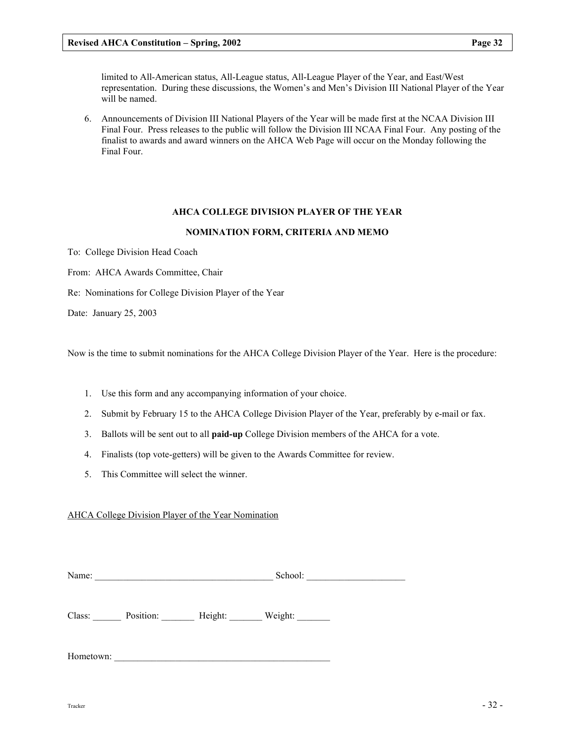limited to All-American status, All-League status, All-League Player of the Year, and East/West representation. During these discussions, the Women's and Men's Division III National Player of the Year will be named.

6. Announcements of Division III National Players of the Year will be made first at the NCAA Division III Final Four. Press releases to the public will follow the Division III NCAA Final Four. Any posting of the finalist to awards and award winners on the AHCA Web Page will occur on the Monday following the Final Four.

## AHCA COLLEGE DIVISION PLAYER OF THE YEAR

## NOMINATION FORM, CRITERIA AND MEMO

To: College Division Head Coach

From: AHCA Awards Committee, Chair

Re: Nominations for College Division Player of the Year

Date: January 25, 2003

Now is the time to submit nominations for the AHCA College Division Player of the Year. Here is the procedure:

1. Use this form and any accompanying information of your choice.
2. Submit by February 15 to the AHCA College Division Player of the Year, preferably by e-mail or fax.
3. Ballots will be sent out to all **paid-up** College Division members of the AHCA for a vote.
4. Finalists (top vote-getters) will be given to the Awards Committee for review.
5. This Committee will select the winner.

<u>AHCA College Division Player of the Year Nomination</u>

Name: _____________________________________ School: ____________________

Class: ______ Position: _______ Height: _______ Weight: _______

Hometown: ______________________________________________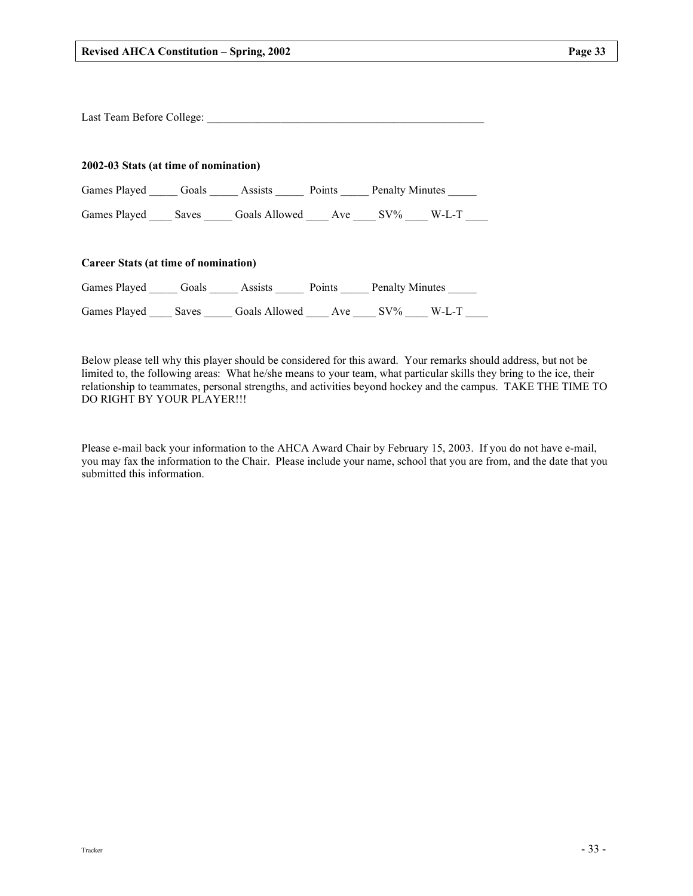Last Team Before College: ___________________________________________________

**2002-03 Stats (at time of nomination)**

Games Played _____ Goals _____ Assists _____ Points _____ Penalty Minutes _____

Games Played ____ Saves _____ Goals Allowed ____ Ave ____ SV% ____ W-L-T ____

**Career Stats (at time of nomination)**

Games Played _____ Goals _____ Assists _____ Points _____ Penalty Minutes _____

Games Played ____ Saves _____ Goals Allowed ____ Ave ____ SV% ____ W-L-T ____

Below please tell why this player should be considered for this award. Your remarks should address, but not be limited to, the following areas: What he/she means to your team, what particular skills they bring to the ice, their relationship to teammates, personal strengths, and activities beyond hockey and the campus. TAKE THE TIME TO DO RIGHT BY YOUR PLAYER!!!

Please e-mail back your information to the AHCA Award Chair by February 15, 2003. If you do not have e-mail, you may fax the information to the Chair. Please include your name, school that you are from, and the date that you submitted this information.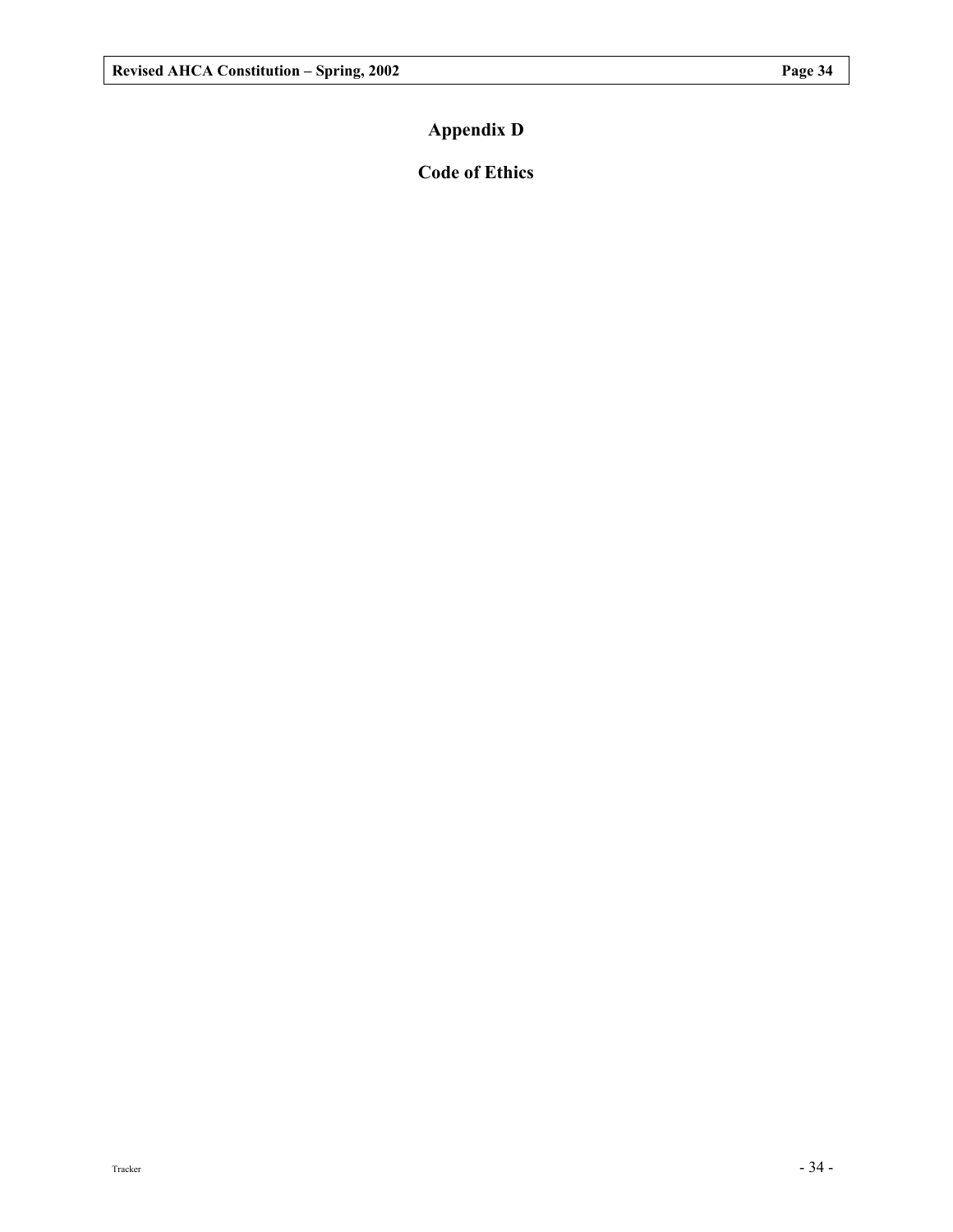# Appendix D

## Code of Ethics